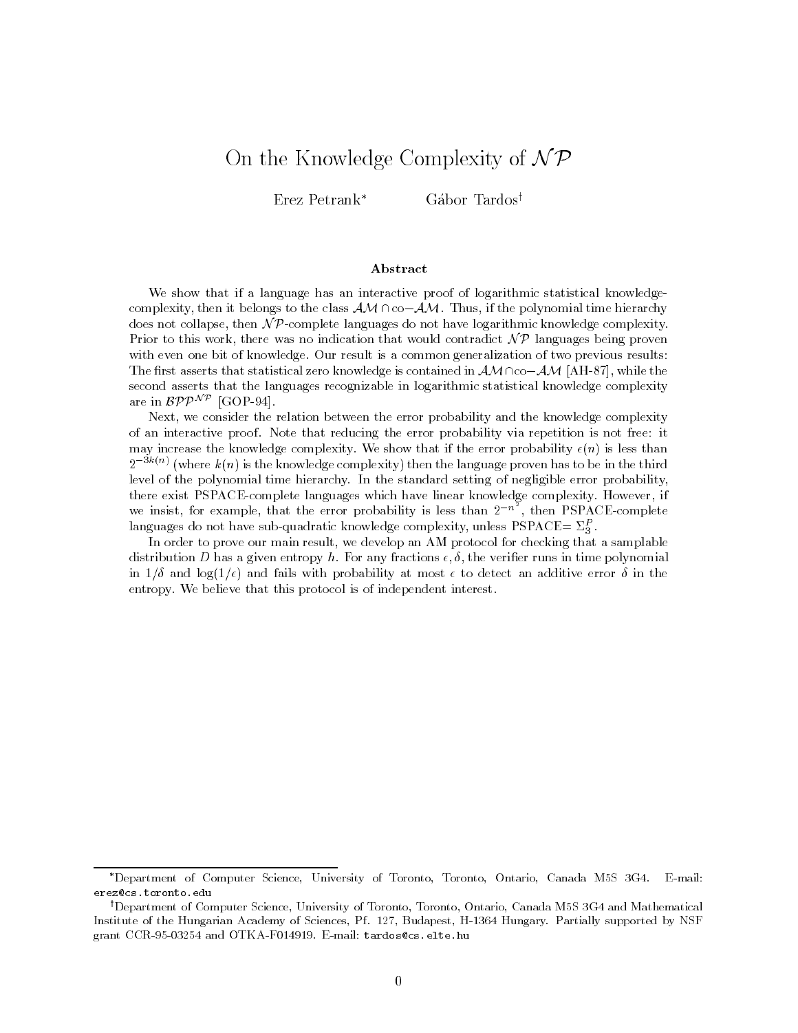# On the Knowledge Complexity of $\mathcal{NP}$

Erez Petrank* Gábor Tardos†

### Abstract

We show that if a language has an interactive proof of logarithmic statistical knowledge-complexity, then it belongs to the class $\mathcal{AM} \cap \text{co}-\mathcal{AM}$. Thus, if the polynomial time hierarchy does not collapse, then $\mathcal{NP}$-complete languages do not have logarithmic knowledge complexity. Prior to this work, there was no indication that would contradict $\mathcal{NP}$ languages being proven with even one bit of knowledge. Our result is a common generalization of two previous results: The first asserts that statistical zero knowledge is contained in $\mathcal{AM} \cap \text{co}-\mathcal{AM}$ [AH-87], while the second asserts that the languages recognizable in logarithmic statistical knowledge complexity are in $\mathcal{BPP}^{\mathcal{NP}}$ [GOP-94].

Next, we consider the relation between the error probability and the knowledge complexity of an interactive proof. Note that reducing the error probability via repetition is not free: it may increase the knowledge complexity. We show that if the error probability $\epsilon(n)$ is less than $2^{-3k(n)}$ (where $k(n)$ is the knowledge complexity) then the language proven has to be in the third level of the polynomial time hierarchy. In the standard setting of negligible error probability, there exist PSPACE-complete languages which have linear knowledge complexity. However, if we insist, for example, that the error probability is less than $2^{-n^2}$, then PSPACE-complete languages do not have sub-quadratic knowledge complexity, unless PSPACE$= \Sigma_3^P$.

In order to prove our main result, we develop an AM protocol for checking that a samplable distribution $D$ has a given entropy $h$. For any fractions $\epsilon, \delta$, the verifier runs in time polynomial in $1/\delta$ and $\log(1/\epsilon)$ and fails with probability at most $\epsilon$ to detect an additive error $\delta$ in the entropy. We believe that this protocol is of independent interest.

---

*Department of Computer Science, University of Toronto, Toronto, Ontario, Canada M5S 3G4. E-mail: erez@cs.toronto.edu

†Department of Computer Science, University of Toronto, Toronto, Ontario, Canada M5S 3G4 and Mathematical Institute of the Hungarian Academy of Sciences, Pf. 127, Budapest, H-1364 Hungary. Partially supported by NSF grant CCR-95-03254 and OTKA-F014919. E-mail: tardos@cs.elte.hu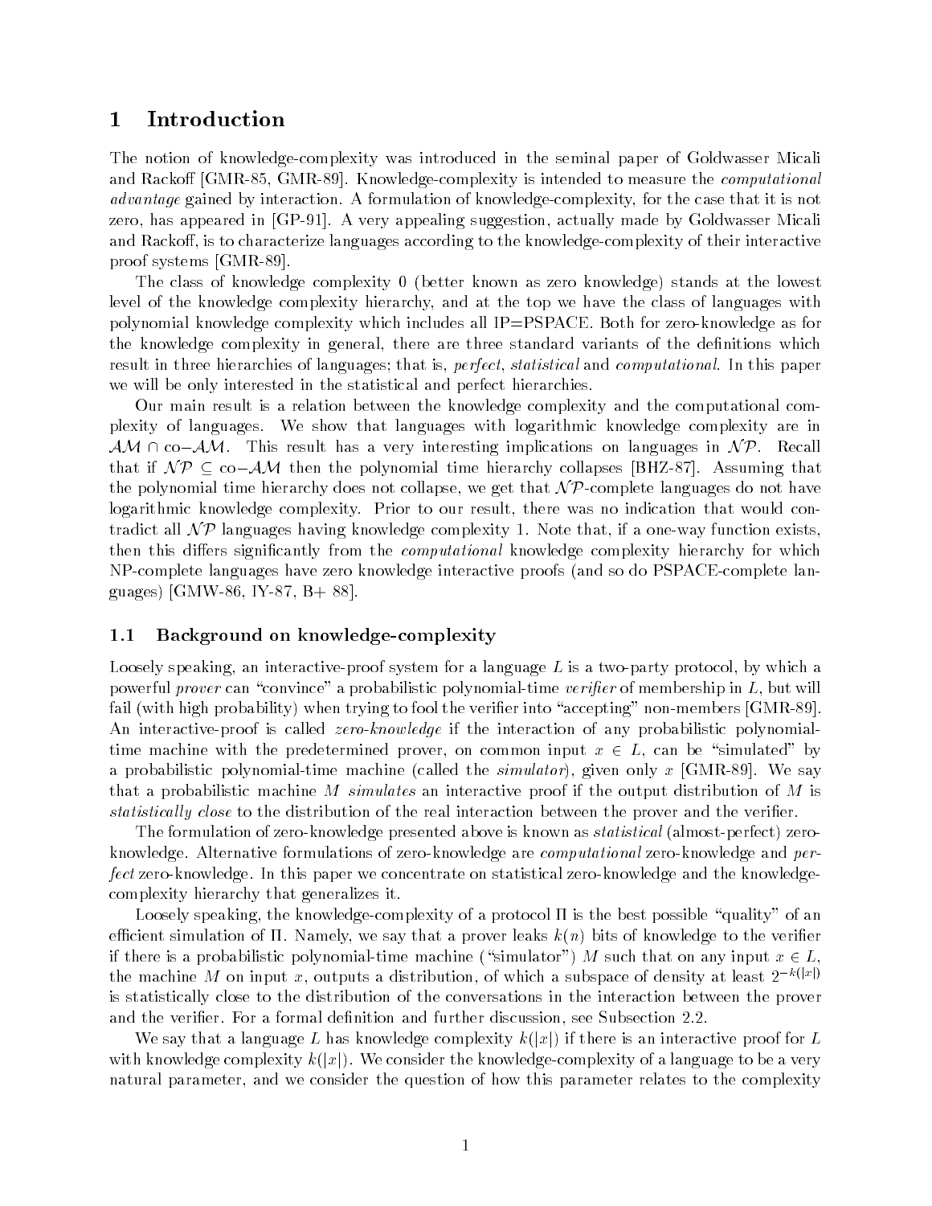# 1 Introduction

The notion of knowledge-complexity was introduced in the seminal paper of Goldwasser Micali and Rackoff [GMR-85, GMR-89]. Knowledge-complexity is intended to measure the *computational advantage* gained by interaction. A formulation of knowledge-complexity, for the case that it is not zero, has appeared in [GP-91]. A very appealing suggestion, actually made by Goldwasser Micali and Rackoff, is to characterize languages according to the knowledge-complexity of their interactive proof systems [GMR-89].

The class of knowledge complexity 0 (better known as zero knowledge) stands at the lowest level of the knowledge complexity hierarchy, and at the top we have the class of languages with polynomial knowledge complexity which includes all IP=PSPACE. Both for zero-knowledge as for the knowledge complexity in general, there are three standard variants of the definitions which result in three hierarchies of languages; that is, *perfect*, *statistical* and *computational*. In this paper we will be only interested in the statistical and perfect hierarchies.

Our main result is a relation between the knowledge complexity and the computational complexity of languages. We show that languages with logarithmic knowledge complexity are in $\mathcal{AM} \cap \text{co}-\mathcal{AM}$. This result has a very interesting implications on languages in $\mathcal{NP}$. Recall that if $\mathcal{NP} \subseteq \text{co}-\mathcal{AM}$ then the polynomial time hierarchy collapses [BHZ-87]. Assuming that the polynomial time hierarchy does not collapse, we get that $\mathcal{NP}$-complete languages do not have logarithmic knowledge complexity. Prior to our result, there was no indication that would contradict all $\mathcal{NP}$ languages having knowledge complexity 1. Note that, if a one-way function exists, then this differs significantly from the *computational* knowledge complexity hierarchy for which NP-complete languages have zero knowledge interactive proofs (and so do PSPACE-complete languages) [GMW-86, IY-87, B+ 88].

## 1.1 Background on knowledge-complexity

Loosely speaking, an interactive-proof system for a language $L$ is a two-party protocol, by which a powerful *prover* can "convince" a probabilistic polynomial-time *verifier* of membership in $L$, but will fail (with high probability) when trying to fool the verifier into "accepting" non-members [GMR-89]. An interactive-proof is called *zero-knowledge* if the interaction of any probabilistic polynomial-time machine with the predetermined prover, on common input $x \in L$, can be "simulated" by a probabilistic polynomial-time machine (called the *simulator*), given only $x$ [GMR-89]. We say that a probabilistic machine $M$ *simulates* an interactive proof if the output distribution of $M$ is *statistically close* to the distribution of the real interaction between the prover and the verifier.

The formulation of zero-knowledge presented above is known as *statistical* (almost-perfect) zero-knowledge. Alternative formulations of zero-knowledge are *computational* zero-knowledge and *perfect* zero-knowledge. In this paper we concentrate on statistical zero-knowledge and the knowledge-complexity hierarchy that generalizes it.

Loosely speaking, the knowledge-complexity of a protocol $\Pi$ is the best possible "quality" of an efficient simulation of $\Pi$. Namely, we say that a prover leaks $k(n)$ bits of knowledge to the verifier if there is a probabilistic polynomial-time machine ("simulator") $M$ such that on any input $x \in L$, the machine $M$ on input $x$, outputs a distribution, of which a subspace of density at least $2^{-k(|x|)}$ is statistically close to the distribution of the conversations in the interaction between the prover and the verifier. For a formal definition and further discussion, see Subsection 2.2.

We say that a language $L$ has knowledge complexity $k(|x|)$ if there is an interactive proof for $L$ with knowledge complexity $k(|x|)$. We consider the knowledge-complexity of a language to be a very natural parameter, and we consider the question of how this parameter relates to the complexity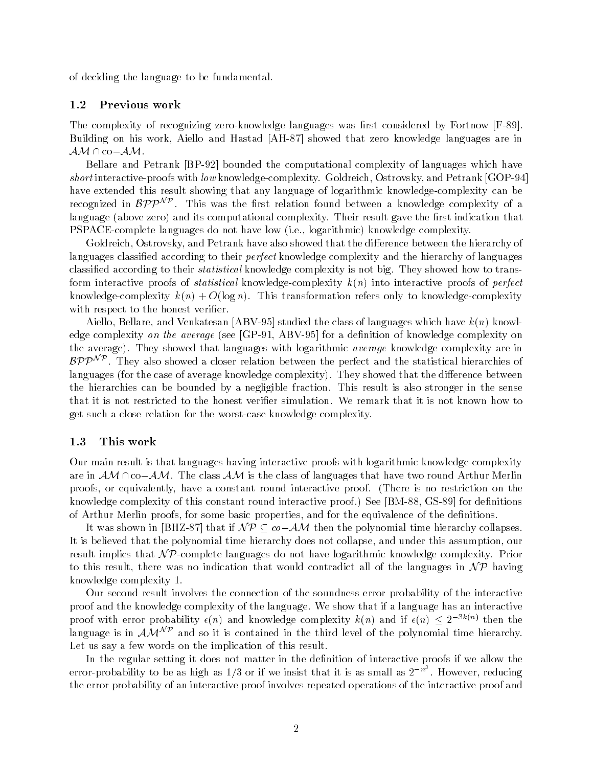of deciding the language to be fundamental.

### 1.2 Previous work

The complexity of recognizing zero-knowledge languages was first considered by Fortnow [F-89]. Building on his work, Aiello and Hastad [AH-87] showed that zero knowledge languages are in $\mathcal{AM} \cap \text{co}-\mathcal{AM}$.

Bellare and Petrank [BP-92] bounded the computational complexity of languages which have *short* interactive-proofs with *low* knowledge-complexity. Goldreich, Ostrovsky, and Petrank [GOP-94] have extended this result showing that any language of logarithmic knowledge-complexity can be recognized in $\mathcal{BPP}^{\mathcal{NP}}$. This was the first relation found between a knowledge complexity of a language (above zero) and its computational complexity. Their result gave the first indication that PSPACE-complete languages do not have low (i.e., logarithmic) knowledge complexity.

Goldreich, Ostrovsky, and Petrank have also showed that the difference between the hierarchy of languages classified according to their *perfect* knowledge complexity and the hierarchy of languages classified according to their *statistical* knowledge complexity is not big. They showed how to transform interactive proofs of *statistical* knowledge-complexity $k(n)$ into interactive proofs of *perfect* knowledge-complexity $k(n) + O(\log n)$. This transformation refers only to knowledge-complexity with respect to the honest verifier.

Aiello, Bellare, and Venkatesan [ABV-95] studied the class of languages which have $k(n)$ knowledge complexity *on the average* (see [GP-91, ABV-95] for a definition of knowledge complexity on the average). They showed that languages with logarithmic *average* knowledge complexity are in $\mathcal{BPP}^{\mathcal{NP}}$. They also showed a closer relation between the perfect and the statistical hierarchies of languages (for the case of average knowledge complexity). They showed that the difference between the hierarchies can be bounded by a negligible fraction. This result is also stronger in the sense that it is not restricted to the honest verifier simulation. We remark that it is not known how to get such a close relation for the worst-case knowledge complexity.

### 1.3 This work

Our main result is that languages having interactive proofs with logarithmic knowledge-complexity are in $\mathcal{AM} \cap \text{co}-\mathcal{AM}$. The class $\mathcal{AM}$ is the class of languages that have two round Arthur Merlin proofs, or equivalently, have a constant round interactive proof. (There is no restriction on the knowledge complexity of this constant round interactive proof.) See [BM-88, GS-89] for definitions of Arthur Merlin proofs, for some basic properties, and for the equivalence of the definitions.

It was shown in [BHZ-87] that if $\mathcal{NP} \subseteq co-\mathcal{AM}$ then the polynomial time hierarchy collapses. It is believed that the polynomial time hierarchy does not collapse, and under this assumption, our result implies that $\mathcal{NP}$-complete languages do not have logarithmic knowledge complexity. Prior to this result, there was no indication that would contradict all of the languages in $\mathcal{NP}$ having knowledge complexity 1.

Our second result involves the connection of the soundness error probability of the interactive proof and the knowledge complexity of the language. We show that if a language has an interactive proof with error probability $\epsilon(n)$ and knowledge complexity $k(n)$ and if $\epsilon(n) \leq 2^{-3k(n)}$ then the language is in $\mathcal{AM}^{\mathcal{NP}}$ and so it is contained in the third level of the polynomial time hierarchy. Let us say a few words on the implication of this result.

In the regular setting it does not matter in the definition of interactive proofs if we allow the error-probability to be as high as $1/3$ or if we insist that it is as small as $2^{-n^3}$. However, reducing the error probability of an interactive proof involves repeated operations of the interactive proof and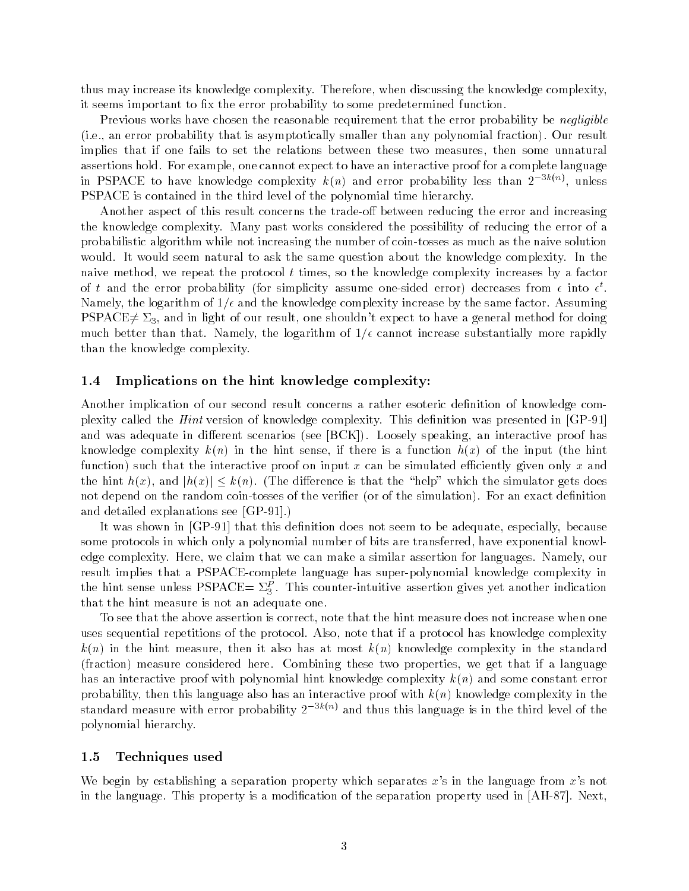thus may increase its knowledge complexity. Therefore, when discussing the knowledge complexity, it seems important to fix the error probability to some predetermined function.

Previous works have chosen the reasonable requirement that the error probability be *negligible* (i.e., an error probability that is asymptotically smaller than any polynomial fraction). Our result implies that if one fails to set the relations between these two measures, then some unnatural assertions hold. For example, one cannot expect to have an interactive proof for a complete language in PSPACE to have knowledge complexity $k(n)$ and error probability less than $2^{-3k(n)}$, unless PSPACE is contained in the third level of the polynomial time hierarchy.

Another aspect of this result concerns the trade-off between reducing the error and increasing the knowledge complexity. Many past works considered the possibility of reducing the error of a probabilistic algorithm while not increasing the number of coin-tosses as much as the naive solution would. It would seem natural to ask the same question about the knowledge complexity. In the naive method, we repeat the protocol $t$ times, so the knowledge complexity increases by a factor of $t$ and the error probability (for simplicity assume one-sided error) decreases from $\epsilon$ into $\epsilon^t$. Namely, the logarithm of $1/\epsilon$ and the knowledge complexity increase by the same factor. Assuming PSPACE$\neq \Sigma_3$, and in light of our result, one shouldn't expect to have a general method for doing much better than that. Namely, the logarithm of $1/\epsilon$ cannot increase substantially more rapidly than the knowledge complexity.

### 1.4 Implications on the hint knowledge complexity:

Another implication of our second result concerns a rather esoteric definition of knowledge complexity called the *Hint* version of knowledge complexity. This definition was presented in [GP-91] and was adequate in different scenarios (see [BCK]). Loosely speaking, an interactive proof has knowledge complexity $k(n)$ in the hint sense, if there is a function $h(x)$ of the input (the hint function) such that the interactive proof on input $x$ can be simulated efficiently given only $x$ and the hint $h(x)$, and $|h(x)| \leq k(n)$. (The difference is that the "help" which the simulator gets does not depend on the random coin-tosses of the verifier (or of the simulation). For an exact definition and detailed explanations see [GP-91].)

It was shown in [GP-91] that this definition does not seem to be adequate, especially, because some protocols in which only a polynomial number of bits are transferred, have exponential knowledge complexity. Here, we claim that we can make a similar assertion for languages. Namely, our result implies that a PSPACE-complete language has super-polynomial knowledge complexity in the hint sense unless PSPACE$= \Sigma_3^P$. This counter-intuitive assertion gives yet another indication that the hint measure is not an adequate one.

To see that the above assertion is correct, note that the hint measure does not increase when one uses sequential repetitions of the protocol. Also, note that if a protocol has knowledge complexity $k(n)$ in the hint measure, then it also has at most $k(n)$ knowledge complexity in the standard (fraction) measure considered here. Combining these two properties, we get that if a language has an interactive proof with polynomial hint knowledge complexity $k(n)$ and some constant error probability, then this language also has an interactive proof with $k(n)$ knowledge complexity in the standard measure with error probability $2^{-3k(n)}$ and thus this language is in the third level of the polynomial hierarchy.

### 1.5 Techniques used

We begin by establishing a separation property which separates $x$'s in the language from $x$'s not in the language. This property is a modification of the separation property used in [AH-87]. Next,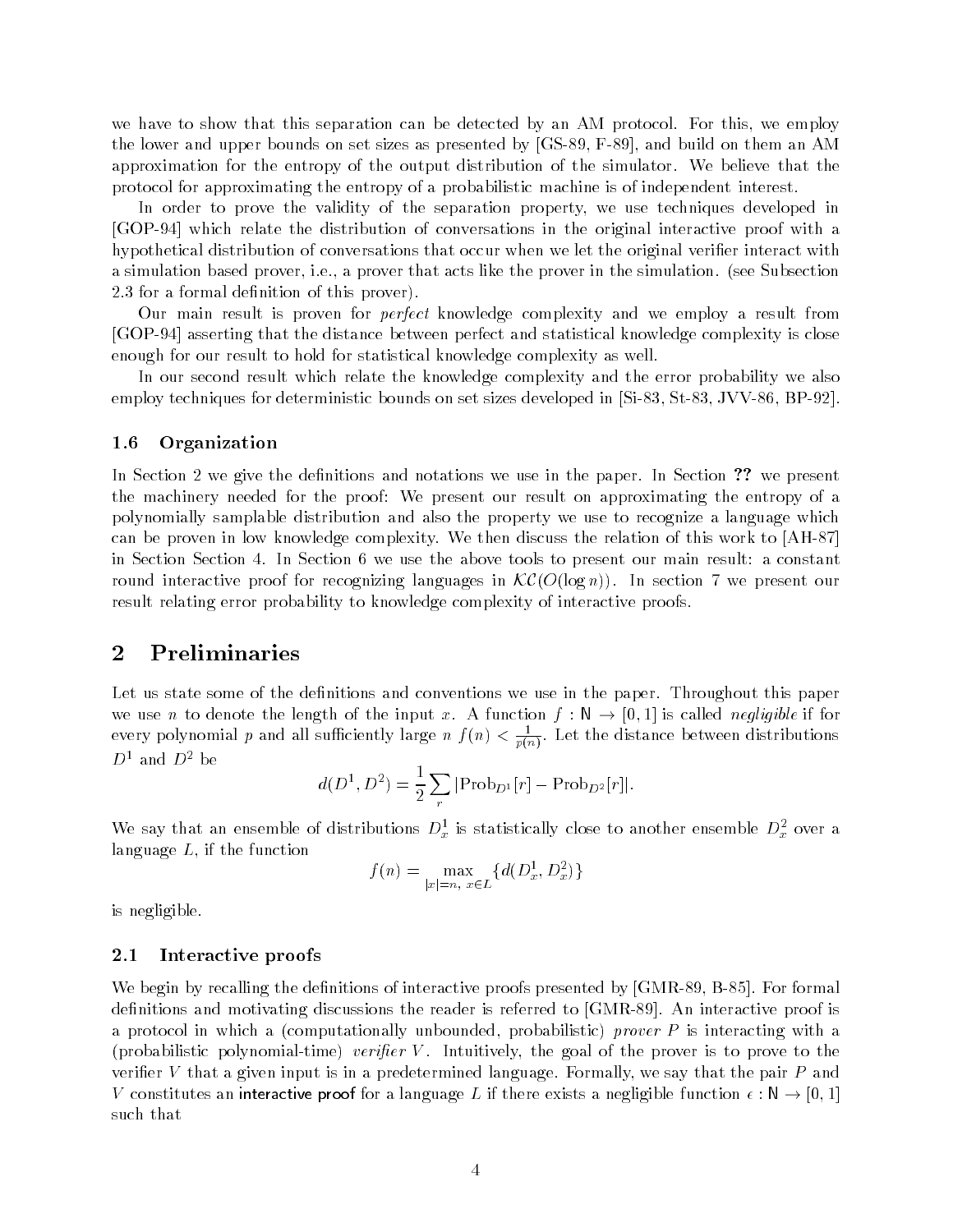we have to show that this separation can be detected by an AM protocol. For this, we employ the lower and upper bounds on set sizes as presented by [GS-89, F-89], and build on them an AM approximation for the entropy of the output distribution of the simulator. We believe that the protocol for approximating the entropy of a probabilistic machine is of independent interest.

In order to prove the validity of the separation property, we use techniques developed in [GOP-94] which relate the distribution of conversations in the original interactive proof with a hypothetical distribution of conversations that occur when we let the original verifier interact with a simulation based prover, i.e., a prover that acts like the prover in the simulation. (see Subsection 2.3 for a formal definition of this prover).

Our main result is proven for *perfect* knowledge complexity and we employ a result from [GOP-94] asserting that the distance between perfect and statistical knowledge complexity is close enough for our result to hold for statistical knowledge complexity as well.

In our second result which relate the knowledge complexity and the error probability we also employ techniques for deterministic bounds on set sizes developed in [Si-83, St-83, JVV-86, BP-92].

### 1.6 Organization

In Section 2 we give the definitions and notations we use in the paper. In Section **??** we present the machinery needed for the proof: We present our result on approximating the entropy of a polynomially samplable distribution and also the property we use to recognize a language which can be proven in low knowledge complexity. We then discuss the relation of this work to [AH-87] in Section Section 4. In Section 6 we use the above tools to present our main result: a constant round interactive proof for recognizing languages in $\mathcal{KC}(O(\log n))$. In section 7 we present our result relating error probability to knowledge complexity of interactive proofs.

## 2 Preliminaries

Let us state some of the definitions and conventions we use in the paper. Throughout this paper we use $n$ to denote the length of the input $x$. A function $f : \mathbb{N} \to [0, 1]$ is called *negligible* if for every polynomial $p$ and all sufficiently large $n$ $f(n) < \frac{1}{p(n)}$. Let the distance between distributions $D^1$ and $D^2$ be

$$d(D^1, D^2) = \frac{1}{2} \sum_r |\text{Prob}_{D^1}[r] - \text{Prob}_{D^2}[r]|.$$

We say that an ensemble of distributions $D^1_x$ is statistically close to another ensemble $D^2_x$ over a language $L$, if the function

$$f(n) = \max_{|x|=n,\ x \in L} \{d(D^1_x, D^2_x)\}$$

is negligible.

### 2.1 Interactive proofs

We begin by recalling the definitions of interactive proofs presented by [GMR-89, B-85]. For formal definitions and motivating discussions the reader is referred to [GMR-89]. An interactive proof is a protocol in which a (computationally unbounded, probabilistic) *prover* $P$ is interacting with a (probabilistic polynomial-time) *verifier* $V$. Intuitively, the goal of the prover is to prove to the verifier $V$ that a given input is in a predetermined language. Formally, we say that the pair $P$ and $V$ constitutes an **interactive proof** for a language $L$ if there exists a negligible function $\epsilon : \mathbb{N} \to [0, 1]$ such that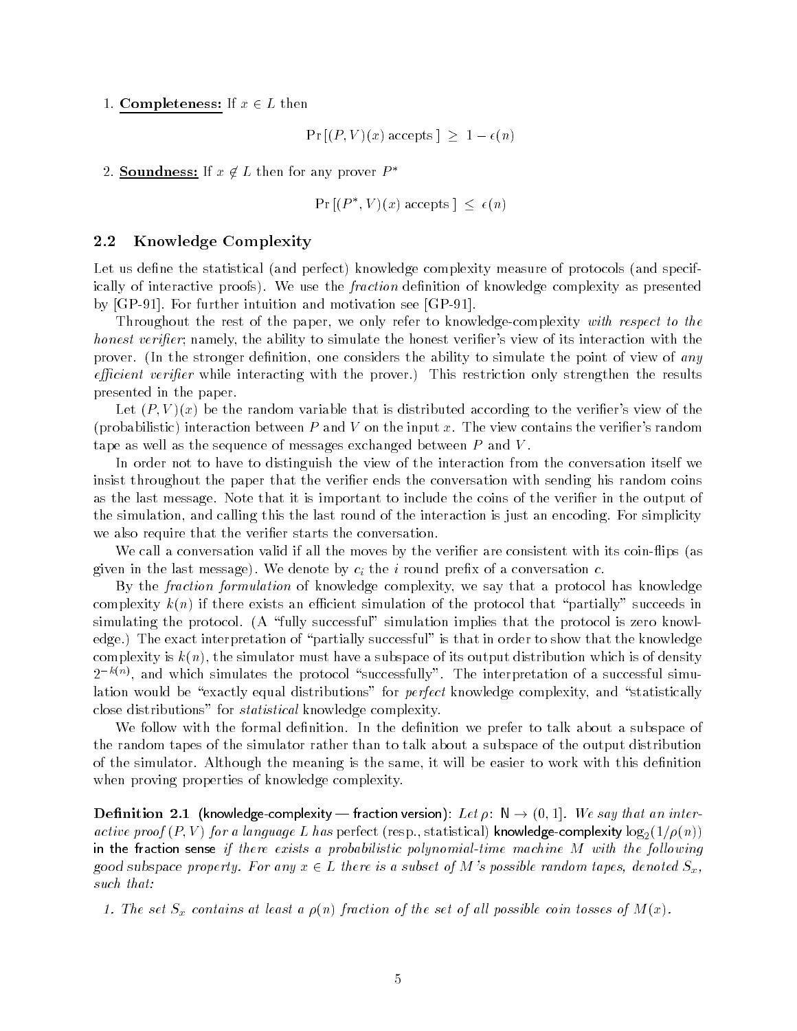1. **Completeness:** If $x \in L$ then

$$\Pr[(P,V)(x) \text{ accepts }] \geq 1 - \epsilon(n)$$

2. **Soundness:** If $x \notin L$ then for any prover $P^*$

$$\Pr[(P^*,V)(x) \text{ accepts }] \leq \epsilon(n)$$

## 2.2 Knowledge Complexity

Let us define the statistical (and perfect) knowledge complexity measure of protocols (and specifically of interactive proofs). We use the *fraction* definition of knowledge complexity as presented by [GP-91]. For further intuition and motivation see [GP-91].

Throughout the rest of the paper, we only refer to knowledge-complexity *with respect to the honest verifier*; namely, the ability to simulate the honest verifier's view of its interaction with the prover. (In the stronger definition, one considers the ability to simulate the point of view of *any efficient verifier* while interacting with the prover.) This restriction only strengthen the results presented in the paper.

Let $(P,V)(x)$ be the random variable that is distributed according to the verifier's view of the (probabilistic) interaction between $P$ and $V$ on the input $x$. The view contains the verifier's random tape as well as the sequence of messages exchanged between $P$ and $V$.

In order not to have to distinguish the view of the interaction from the conversation itself we insist throughout the paper that the verifier ends the conversation with sending his random coins as the last message. Note that it is important to include the coins of the verifier in the output of the simulation, and calling this the last round of the interaction is just an encoding. For simplicity we also require that the verifier starts the conversation.

We call a conversation valid if all the moves by the verifier are consistent with its coin-flips (as given in the last message). We denote by $c_i$ the $i$ round prefix of a conversation $c$.

By the *fraction formulation* of knowledge complexity, we say that a protocol has knowledge complexity $k(n)$ if there exists an efficient simulation of the protocol that "partially" succeeds in simulating the protocol. (A "fully successful" simulation implies that the protocol is zero knowledge.) The exact interpretation of "partially successful" is that in order to show that the knowledge complexity is $k(n)$, the simulator must have a subspace of its output distribution which is of density $2^{-k(n)}$, and which simulates the protocol "successfully". The interpretation of a successful simulation would be "exactly equal distributions" for *perfect* knowledge complexity, and "statistically close distributions" for *statistical* knowledge complexity.

We follow with the formal definition. In the definition we prefer to talk about a subspace of the random tapes of the simulator rather than to talk about a subspace of the output distribution of the simulator. Although the meaning is the same, it will be easier to work with this definition when proving properties of knowledge complexity.

**Definition 2.1** (knowledge-complexity — fraction version): *Let $\rho\colon \mathbb{N} \to (0,1]$. We say that an interactive proof $(P,V)$ for a language $L$ has* perfect (resp., statistical) knowledge-complexity $\log_2(1/\rho(n))$ in the fraction sense *if there exists a probabilistic polynomial-time machine $M$ with the following good subspace property. For any $x \in L$ there is a subset of $M$'s possible random tapes, denoted $S_x$, such that:*

1. *The set $S_x$ contains at least a $\rho(n)$ fraction of the set of all possible coin tosses of $M(x)$.*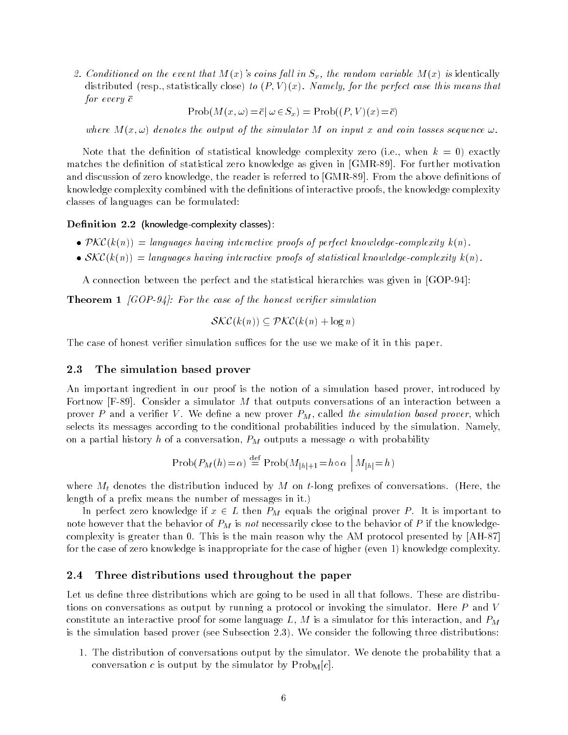2. *Conditioned on the event that $M(x)$'s coins fall in $S_x$, the random variable $M(x)$ is* identically distributed (resp., statistically close) *to $(P,V)(x)$. Namely, for the perfect case this means that for every $\bar{c}$*

$$\text{Prob}(M(x,\omega) = \bar{c} \mid \omega \in S_x) = \text{Prob}((P,V)(x) = \bar{c})$$

*where $M(x,\omega)$ denotes the output of the simulator $M$ on input $x$ and coin tosses sequence $\omega$.*

Note that the definition of statistical knowledge complexity zero (i.e., when $k = 0$) exactly matches the definition of statistical zero knowledge as given in [GMR-89]. For further motivation and discussion of zero knowledge, the reader is referred to [GMR-89]. From the above definitions of knowledge complexity combined with the definitions of interactive proofs, the knowledge complexity classes of languages can be formulated:

**Definition 2.2** (knowledge-complexity classes):

- $\mathcal{PKC}(k(n))$ = *languages having interactive proofs of perfect knowledge-complexity $k(n)$.*
- $\mathcal{SKC}(k(n))$ = *languages having interactive proofs of statistical knowledge-complexity $k(n)$.*

A connection between the perfect and the statistical hierarchies was given in [GOP-94]:

**Theorem 1** *[GOP-94]: For the case of the honest verifier simulation*

$$\mathcal{SKC}(k(n)) \subseteq \mathcal{PKC}(k(n) + \log n)$$

The case of honest verifier simulation suffices for the use we make of it in this paper.

### 2.3 The simulation based prover

An important ingredient in our proof is the notion of a simulation based prover, introduced by Fortnow [F-89]. Consider a simulator $M$ that outputs conversations of an interaction between a prover $P$ and a verifier $V$. We define a new prover $P_M$, called *the simulation based prover*, which selects its messages according to the conditional probabilities induced by the simulation. Namely, on a partial history $h$ of a conversation, $P_M$ outputs a message $\alpha$ with probability

$$\text{Prob}(P_M(h) = \alpha) \stackrel{\text{def}}{=} \text{Prob}\left(M_{|h|+1} = h \circ \alpha \;\middle|\; M_{|h|} = h\right)$$

where $M_t$ denotes the distribution induced by $M$ on $t$-long prefixes of conversations. (Here, the length of a prefix means the number of messages in it.)

In perfect zero knowledge if $x \in L$ then $P_M$ equals the original prover $P$. It is important to note however that the behavior of $P_M$ is *not* necessarily close to the behavior of $P$ if the knowledge-complexity is greater than 0. This is the main reason why the AM protocol presented by [AH-87] for the case of zero knowledge is inappropriate for the case of higher (even 1) knowledge complexity.

### 2.4 Three distributions used throughout the paper

Let us define three distributions which are going to be used in all that follows. These are distributions on conversations as output by running a protocol or invoking the simulator. Here $P$ and $V$ constitute an interactive proof for some language $L$, $M$ is a simulator for this interaction, and $P_M$ is the simulation based prover (see Subsection 2.3). We consider the following three distributions:

1. The distribution of conversations output by the simulator. We denote the probability that a conversation $c$ is output by the simulator by $\text{Prob}_\text{M}[c]$.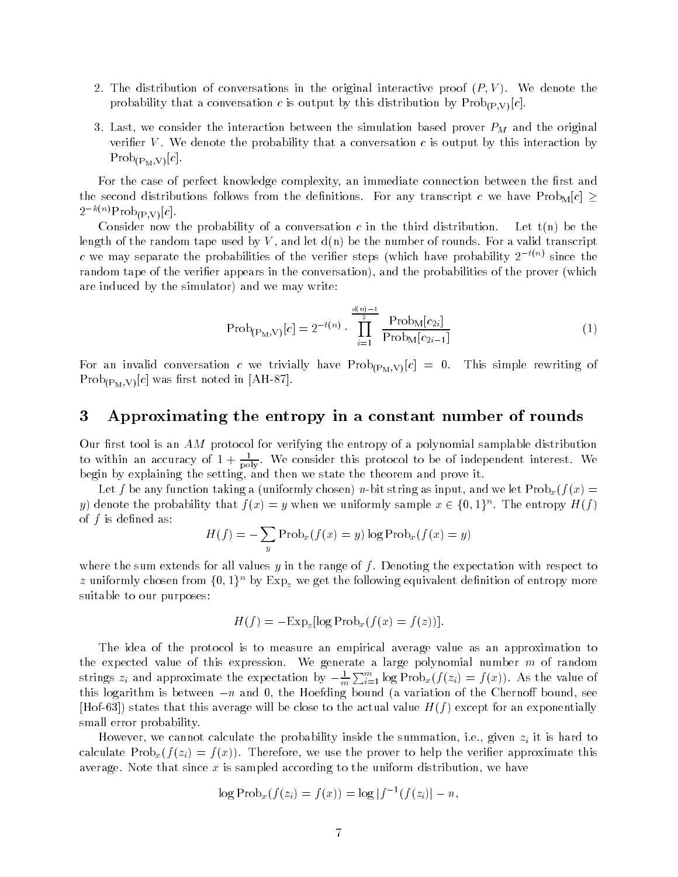2. The distribution of conversations in the original interactive proof $(P, V)$. We denote the probability that a conversation $c$ is output by this distribution by $\mathrm{Prob}_{(\mathrm{P,V})}[c]$.

3. Last, we consider the interaction between the simulation based prover $P_M$ and the original verifier $V$. We denote the probability that a conversation $c$ is output by this interaction by $\mathrm{Prob}_{(\mathrm{P_M,V})}[c]$.

For the case of perfect knowledge complexity, an immediate connection between the first and the second distributions follows from the definitions. For any transcript $c$ we have $\mathrm{Prob}_{\mathrm{M}}[c] \geq 2^{-k(n)}\mathrm{Prob}_{(\mathrm{P,V})}[c]$.

Consider now the probability of a conversation $c$ in the third distribution. Let t(n) be the length of the random tape used by $V$, and let d(n) be the number of rounds. For a valid transcript $c$ we may separate the probabilities of the verifier steps (which have probability $2^{-t(n)}$ since the random tape of the verifier appears in the conversation), and the probabilities of the prover (which are induced by the simulator) and we may write:

$$\mathrm{Prob}_{(\mathrm{P_M,V})}[c] = 2^{-t(n)} \cdot \prod_{i=1}^{\frac{d(n)-1}{2}} \frac{\mathrm{Prob}_{\mathrm{M}}[c_{2i}]}{\mathrm{Prob}_{\mathrm{M}}[c_{2i-1}]} \tag{1}$$

For an invalid conversation $c$ we trivially have $\mathrm{Prob}_{(\mathrm{P_M,V})}[c] = 0$. This simple rewriting of $\mathrm{Prob}_{(\mathrm{P_M,V})}[c]$ was first noted in [AH-87].

# 3 Approximating the entropy in a constant number of rounds

Our first tool is an $AM$ protocol for verifying the entropy of a polynomial samplable distribution to within an accuracy of $1 + \frac{1}{\mathrm{poly}}$. We consider this protocol to be of independent interest. We begin by explaining the setting, and then we state the theorem and prove it.

Let $f$ be any function taking a (uniformly chosen) $n$-bit string as input, and we let $\mathrm{Prob}_x(f(x) = y)$ denote the probability that $f(x) = y$ when we uniformly sample $x \in \{0,1\}^n$. The entropy $H(f)$ of $f$ is defined as:

$$H(f) = -\sum_y \mathrm{Prob}_x(f(x) = y) \log \mathrm{Prob}_x(f(x) = y)$$

where the sum extends for all values $y$ in the range of $f$. Denoting the expectation with respect to $z$ uniformly chosen from $\{0,1\}^n$ by $\mathrm{Exp}_z$ we get the following equivalent definition of entropy more suitable to our purposes:

$$H(f) = -\mathrm{Exp}_z[\log \mathrm{Prob}_x(f(x) = f(z))].$$

The idea of the protocol is to measure an empirical average value as an approximation to the expected value of this expression. We generate a large polynomial number $m$ of random strings $z_i$ and approximate the expectation by $-\frac{1}{m}\sum_{i=1}^{m} \log \mathrm{Prob}_x(f(z_i) = f(x))$. As the value of this logarithm is between $-n$ and 0, the Hoefding bound (a variation of the Chernoff bound, see [Hof-63]) states that this average will be close to the actual value $H(f)$ except for an exponentially small error probability.

However, we cannot calculate the probability inside the summation, i.e., given $z_i$ it is hard to calculate $\mathrm{Prob}_x(f(z_i) = f(x))$. Therefore, we use the prover to help the verifier approximate this average. Note that since $x$ is sampled according to the uniform distribution, we have

$$\log \mathrm{Prob}_x(f(z_i) = f(x)) = \log |f^{-1}(f(z_i)| - n,$$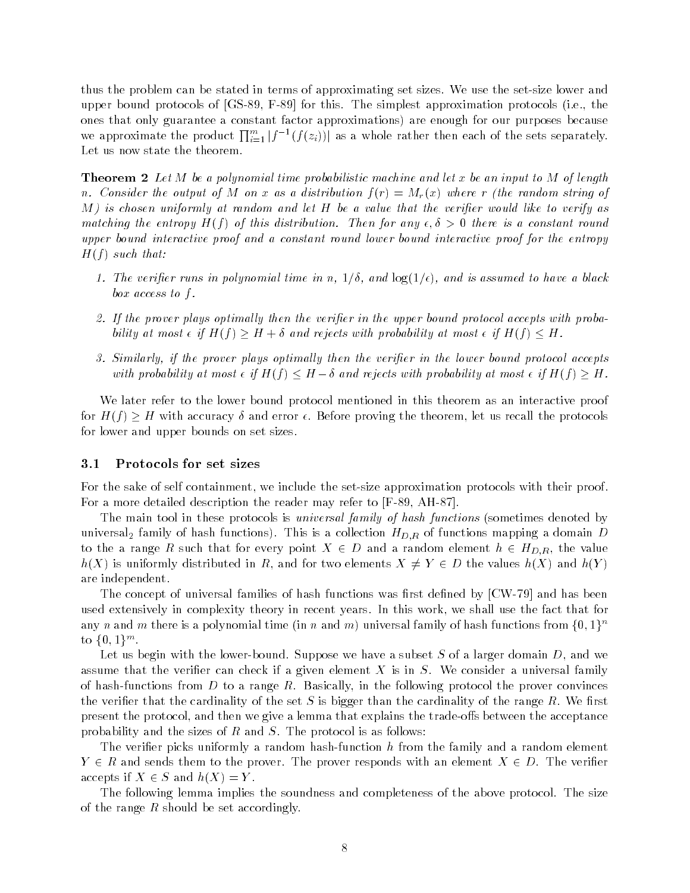thus the problem can be stated in terms of approximating set sizes. We use the set-size lower and upper bound protocols of [GS-89, F-89] for this. The simplest approximation protocols (i.e., the ones that only guarantee a constant factor approximations) are enough for our purposes because we approximate the product $\prod_{i=1}^{m} |f^{-1}(f(z_i))|$ as a whole rather then each of the sets separately. Let us now state the theorem.

**Theorem 2** *Let $M$ be a polynomial time probabilistic machine and let $x$ be an input to $M$ of length $n$. Consider the output of $M$ on $x$ as a distribution $f(r) = M_r(x)$ where $r$ (the random string of $M$) is chosen uniformly at random and let $H$ be a value that the verifier would like to verify as matching the entropy $H(f)$ of this distribution. Then for any $\epsilon, \delta > 0$ there is a constant round upper bound interactive proof and a constant round lower bound interactive proof for the entropy $H(f)$ such that:*

1. *The verifier runs in polynomial time in $n$, $1/\delta$, and $\log(1/\epsilon)$, and is assumed to have a black box access to $f$.*
2. *If the prover plays optimally then the verifier in the upper bound protocol accepts with probability at most $\epsilon$ if $H(f) \geq H + \delta$ and rejects with probability at most $\epsilon$ if $H(f) \leq H$.*
3. *Similarly, if the prover plays optimally then the verifier in the lower bound protocol accepts with probability at most $\epsilon$ if $H(f) \leq H - \delta$ and rejects with probability at most $\epsilon$ if $H(f) \geq H$.*

We later refer to the lower bound protocol mentioned in this theorem as an interactive proof for $H(f) \geq H$ with accuracy $\delta$ and error $\epsilon$. Before proving the theorem, let us recall the protocols for lower and upper bounds on set sizes.

### 3.1 Protocols for set sizes

For the sake of self containment, we include the set-size approximation protocols with their proof. For a more detailed description the reader may refer to [F-89, AH-87].

The main tool in these protocols is *universal family of hash functions* (sometimes denoted by universal$_2$ family of hash functions). This is a collection $H_{D,R}$ of functions mapping a domain $D$ to the a range $R$ such that for every point $X \in D$ and a random element $h \in H_{D,R}$, the value $h(X)$ is uniformly distributed in $R$, and for two elements $X \neq Y \in D$ the values $h(X)$ and $h(Y)$ are independent.

The concept of universal families of hash functions was first defined by [CW-79] and has been used extensively in complexity theory in recent years. In this work, we shall use the fact that for any $n$ and $m$ there is a polynomial time (in $n$ and $m$) universal family of hash functions from $\{0,1\}^n$ to $\{0,1\}^m$.

Let us begin with the lower-bound. Suppose we have a subset $S$ of a larger domain $D$, and we assume that the verifier can check if a given element $X$ is in $S$. We consider a universal family of hash-functions from $D$ to a range $R$. Basically, in the following protocol the prover convinces the verifier that the cardinality of the set $S$ is bigger than the cardinality of the range $R$. We first present the protocol, and then we give a lemma that explains the trade-offs between the acceptance probability and the sizes of $R$ and $S$. The protocol is as follows:

The verifier picks uniformly a random hash-function $h$ from the family and a random element $Y \in R$ and sends them to the prover. The prover responds with an element $X \in D$. The verifier accepts if $X \in S$ and $h(X) = Y$.

The following lemma implies the soundness and completeness of the above protocol. The size of the range $R$ should be set accordingly.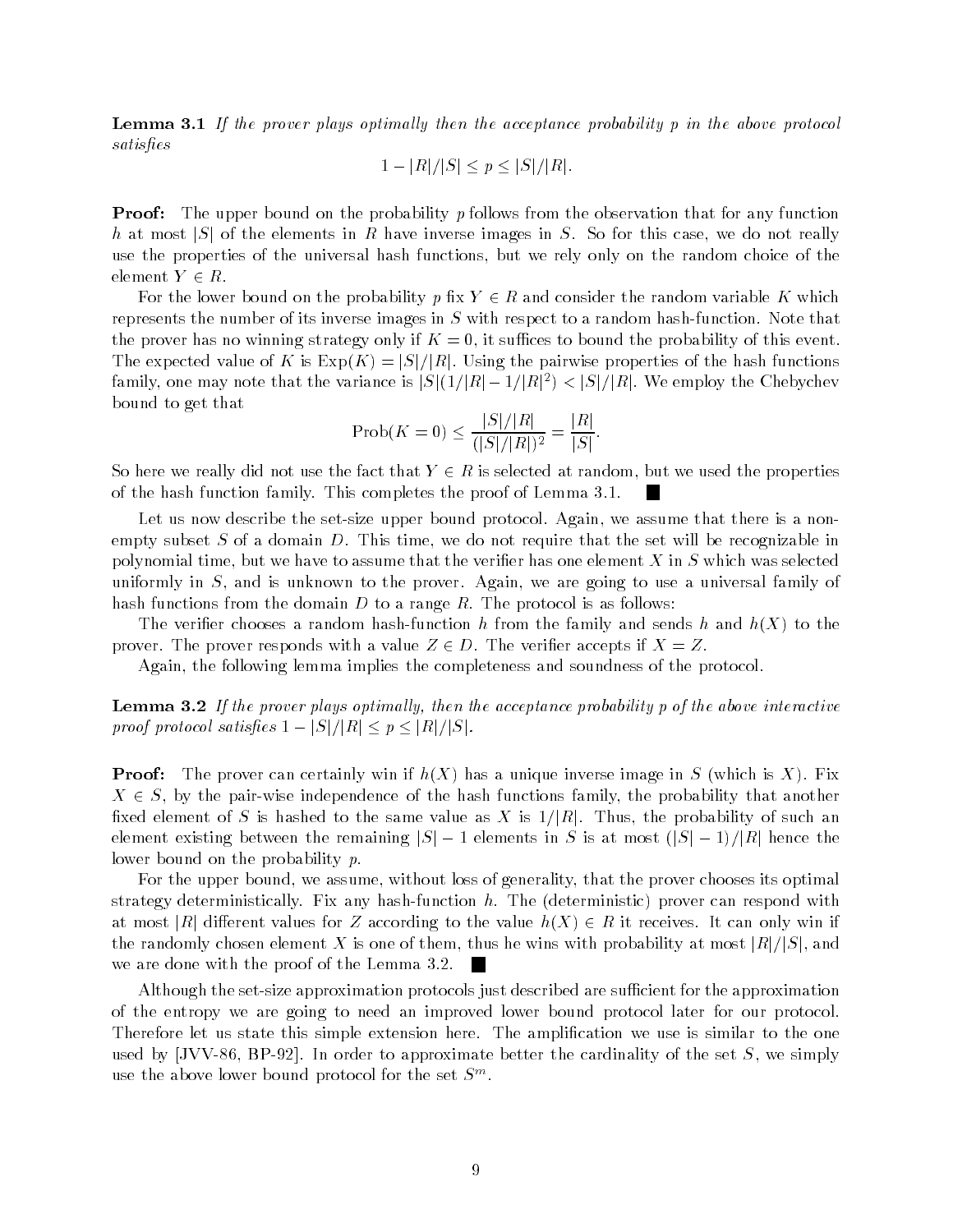**Lemma 3.1** *If the prover plays optimally then the acceptance probability $p$ in the above protocol satisfies*

$$1 - |R|/|S| \leq p \leq |S|/|R|.$$

**Proof:** The upper bound on the probability $p$ follows from the observation that for any function $h$ at most $|S|$ of the elements in $R$ have inverse images in $S$. So for this case, we do not really use the properties of the universal hash functions, but we rely only on the random choice of the element $Y \in R$.

For the lower bound on the probability $p$ fix $Y \in R$ and consider the random variable $K$ which represents the number of its inverse images in $S$ with respect to a random hash-function. Note that the prover has no winning strategy only if $K = 0$, it suffices to bound the probability of this event. The expected value of $K$ is $\text{Exp}(K) = |S|/|R|$. Using the pairwise properties of the hash functions family, one may note that the variance is $|S|(1/|R| - 1/|R|^2) < |S|/|R|$. We employ the Chebychev bound to get that

$$\text{Prob}(K = 0) \leq \frac{|S|/|R|}{(|S|/|R|)^2} = \frac{|R|}{|S|}.$$

So here we really did not use the fact that $Y \in R$ is selected at random, but we used the properties of the hash function family. This completes the proof of Lemma 3.1. ∎

Let us now describe the set-size upper bound protocol. Again, we assume that there is a non-empty subset $S$ of a domain $D$. This time, we do not require that the set will be recognizable in polynomial time, but we have to assume that the verifier has one element $X$ in $S$ which was selected uniformly in $S$, and is unknown to the prover. Again, we are going to use a universal family of hash functions from the domain $D$ to a range $R$. The protocol is as follows:

The verifier chooses a random hash-function $h$ from the family and sends $h$ and $h(X)$ to the prover. The prover responds with a value $Z \in D$. The verifier accepts if $X = Z$.

Again, the following lemma implies the completeness and soundness of the protocol.

**Lemma 3.2** *If the prover plays optimally, then the acceptance probability $p$ of the above interactive proof protocol satisfies $1 - |S|/|R| \leq p \leq |R|/|S|$.*

**Proof:** The prover can certainly win if $h(X)$ has a unique inverse image in $S$ (which is $X$). Fix $X \in S$, by the pair-wise independence of the hash functions family, the probability that another fixed element of $S$ is hashed to the same value as $X$ is $1/|R|$. Thus, the probability of such an element existing between the remaining $|S| - 1$ elements in $S$ is at most $(|S| - 1)/|R|$ hence the lower bound on the probability $p$.

For the upper bound, we assume, without loss of generality, that the prover chooses its optimal strategy deterministically. Fix any hash-function $h$. The (deterministic) prover can respond with at most $|R|$ different values for $Z$ according to the value $h(X) \in R$ it receives. It can only win if the randomly chosen element $X$ is one of them, thus he wins with probability at most $|R|/|S|$, and we are done with the proof of the Lemma 3.2. ∎

Although the set-size approximation protocols just described are sufficient for the approximation of the entropy we are going to need an improved lower bound protocol later for our protocol. Therefore let us state this simple extension here. The amplification we use is similar to the one used by [JVV-86, BP-92]. In order to approximate better the cardinality of the set $S$, we simply use the above lower bound protocol for the set $S^m$.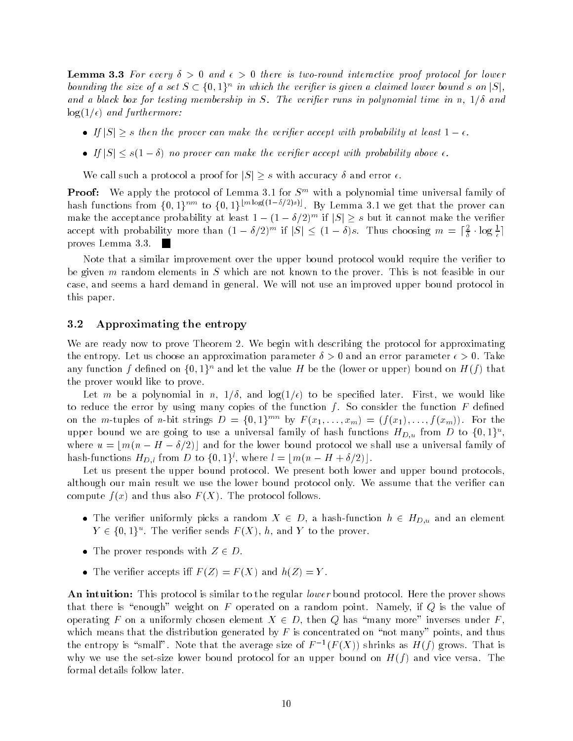**Lemma 3.3** *For every $\delta > 0$ and $\epsilon > 0$ there is two-round interactive proof protocol for lower bounding the size of a set $S \subset \{0,1\}^n$ in which the verifier is given a claimed lower bound $s$ on $|S|$, and a black box for testing membership in $S$. The verifier runs in polynomial time in $n$, $1/\delta$ and $\log(1/\epsilon)$ and furthermore:*

- *If $|S| \geq s$ then the prover can make the verifier accept with probability at least $1 - \epsilon$.*
- *If $|S| \leq s(1-\delta)$ no prover can make the verifier accept with probability above $\epsilon$.*

We call such a protocol a proof for $|S| \geq s$ with accuracy $\delta$ and error $\epsilon$.

**Proof:** We apply the protocol of Lemma 3.1 for $S^m$ with a polynomial time universal family of hash functions from $\{0,1\}^{nm}$ to $\{0,1\}^{\lfloor m \log((1-\delta/2)s) \rfloor}$. By Lemma 3.1 we get that the prover can make the acceptance probability at least $1-(1-\delta/2)^m$ if $|S| \geq s$ but it cannot make the verifier accept with probability more than $(1-\delta/2)^m$ if $|S| \leq (1-\delta)s$. Thus choosing $m = \lceil \frac{2}{\delta} \cdot \log \frac{1}{\epsilon} \rceil$ proves Lemma 3.3. ∎

Note that a similar improvement over the upper bound protocol would require the verifier to be given $m$ random elements in $S$ which are not known to the prover. This is not feasible in our case, and seems a hard demand in general. We will not use an improved upper bound protocol in this paper.

### 3.2 Approximating the entropy

We are ready now to prove Theorem 2. We begin with describing the protocol for approximating the entropy. Let us choose an approximation parameter $\delta > 0$ and an error parameter $\epsilon > 0$. Take any function $f$ defined on $\{0,1\}^n$ and let the value $H$ be the (lower or upper) bound on $H(f)$ that the prover would like to prove.

Let $m$ be a polynomial in $n$, $1/\delta$, and $\log(1/\epsilon)$ to be specified later. First, we would like to reduce the error by using many copies of the function $f$. So consider the function $F$ defined on the $m$-tuples of $n$-bit strings $D = \{0,1\}^{mn}$ by $F(x_1, \ldots, x_m) = (f(x_1), \ldots, f(x_m))$. For the upper bound we are going to use a universal family of hash functions $H_{D,u}$ from $D$ to $\{0,1\}^u$, where $u = \lfloor m(n - H - \delta/2) \rfloor$ and for the lower bound protocol we shall use a universal family of hash-functions $H_{D,l}$ from $D$ to $\{0,1\}^l$, where $l = \lfloor m(n - H + \delta/2) \rfloor$.

Let us present the upper bound protocol. We present both lower and upper bound protocols, although our main result we use the lower bound protocol only. We assume that the verifier can compute $f(x)$ and thus also $F(X)$. The protocol follows.

- The verifier uniformly picks a random $X \in D$, a hash-function $h \in H_{D,u}$ and an element $Y \in \{0,1\}^u$. The verifier sends $F(X)$, $h$, and $Y$ to the prover.
- The prover responds with $Z \in D$.
- The verifier accepts iff $F(Z) = F(X)$ and $h(Z) = Y$.

**An intuition:** This protocol is similar to the regular *lower* bound protocol. Here the prover shows that there is "enough" weight on $F$ operated on a random point. Namely, if $Q$ is the value of operating $F$ on a uniformly chosen element $X \in D$, then $Q$ has "many more" inverses under $F$, which means that the distribution generated by $F$ is concentrated on "not many" points, and thus the entropy is "small". Note that the average size of $F^{-1}(F(X))$ shrinks as $H(f)$ grows. That is why we use the set-size lower bound protocol for an upper bound on $H(f)$ and vice versa. The formal details follow later.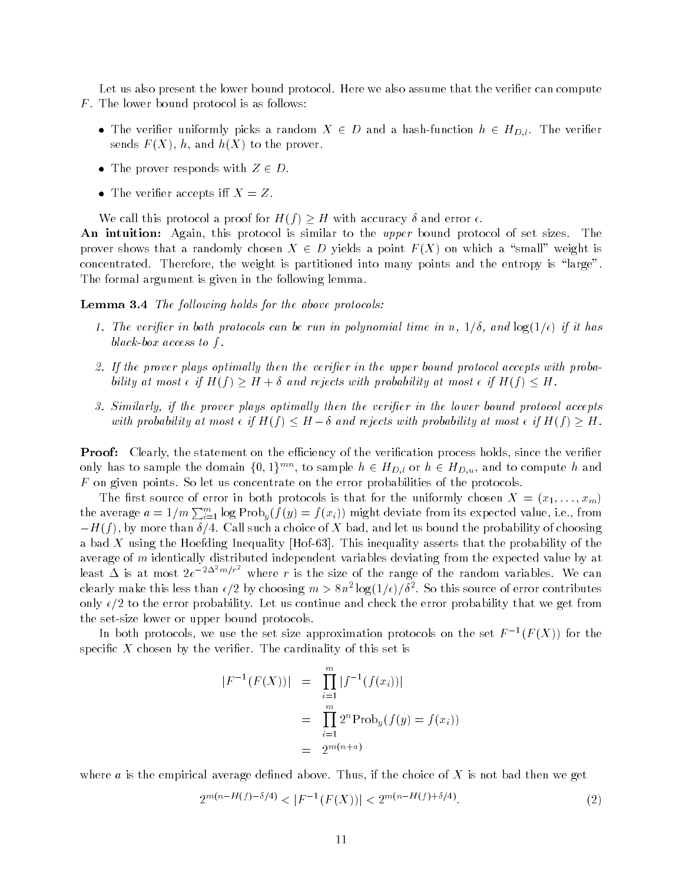Let us also present the lower bound protocol. Here we also assume that the verifier can compute $F$. The lower bound protocol is as follows:

- The verifier uniformly picks a random $X \in D$ and a hash-function $h \in H_{D,l}$. The verifier sends $F(X)$, $h$, and $h(X)$ to the prover.
- The prover responds with $Z \in D$.
- The verifier accepts iff $X = Z$.

We call this protocol a proof for $H(f) \geq H$ with accuracy $\delta$ and error $\epsilon$.

**An intuition:** Again, this protocol is similar to the *upper* bound protocol of set sizes. The prover shows that a randomly chosen $X \in D$ yields a point $F(X)$ on which a "small" weight is concentrated. Therefore, the weight is partitioned into many points and the entropy is "large". The formal argument is given in the following lemma.

**Lemma 3.4** *The following holds for the above protocols:*

1. *The verifier in both protocols can be run in polynomial time in $n$, $1/\delta$, and $\log(1/\epsilon)$ if it has black-box access to $f$.*
2. *If the prover plays optimally then the verifier in the upper bound protocol accepts with probability at most $\epsilon$ if $H(f) \geq H + \delta$ and rejects with probability at most $\epsilon$ if $H(f) \leq H$.*
3. *Similarly, if the prover plays optimally then the verifier in the lower bound protocol accepts with probability at most $\epsilon$ if $H(f) \leq H - \delta$ and rejects with probability at most $\epsilon$ if $H(f) \geq H$.*

**Proof:** Clearly, the statement on the efficiency of the verification process holds, since the verifier only has to sample the domain $\{0,1\}^{mn}$, to sample $h \in H_{D,l}$ or $h \in H_{D,u}$, and to compute $h$ and $F$ on given points. So let us concentrate on the error probabilities of the protocols.

The first source of error in both protocols is that for the uniformly chosen $X = (x_1, \ldots, x_m)$ the average $a = 1/m \sum_{i=1}^{m} \log \text{Prob}_y(f(y) = f(x_i))$ might deviate from its expected value, i.e., from $-H(f)$, by more than $\delta/4$. Call such a choice of $X$ bad, and let us bound the probability of choosing a bad $X$ using the Hoefding Inequality [Hof-63]. This inequality asserts that the probability of the average of $m$ identically distributed independent variables deviating from the expected value by at least $\Delta$ is at most $2e^{-2\Delta^2 m/r^2}$ where $r$ is the size of the range of the random variables. We can clearly make this less than $\epsilon/2$ by choosing $m > 8n^2 \log(1/\epsilon)/\delta^2$. So this source of error contributes only $\epsilon/2$ to the error probability. Let us continue and check the error probability that we get from the set-size lower or upper bound protocols.

In both protocols, we use the set size approximation protocols on the set $F^{-1}(F(X))$ for the specific $X$ chosen by the verifier. The cardinality of this set is

$$
\begin{aligned}
|F^{-1}(F(X))| &= \prod_{i=1}^{m} |f^{-1}(f(x_i))| \\
&= \prod_{i=1}^{m} 2^n \text{Prob}_y(f(y) = f(x_i)) \\
&= 2^{m(n+a)}
\end{aligned}
$$

where $a$ is the empirical average defined above. Thus, if the choice of $X$ is not bad then we get

$$
2^{m(n-H(f)-\delta/4)} < |F^{-1}(F(X))| < 2^{m(n-H(f)+\delta/4)}. \tag{2}
$$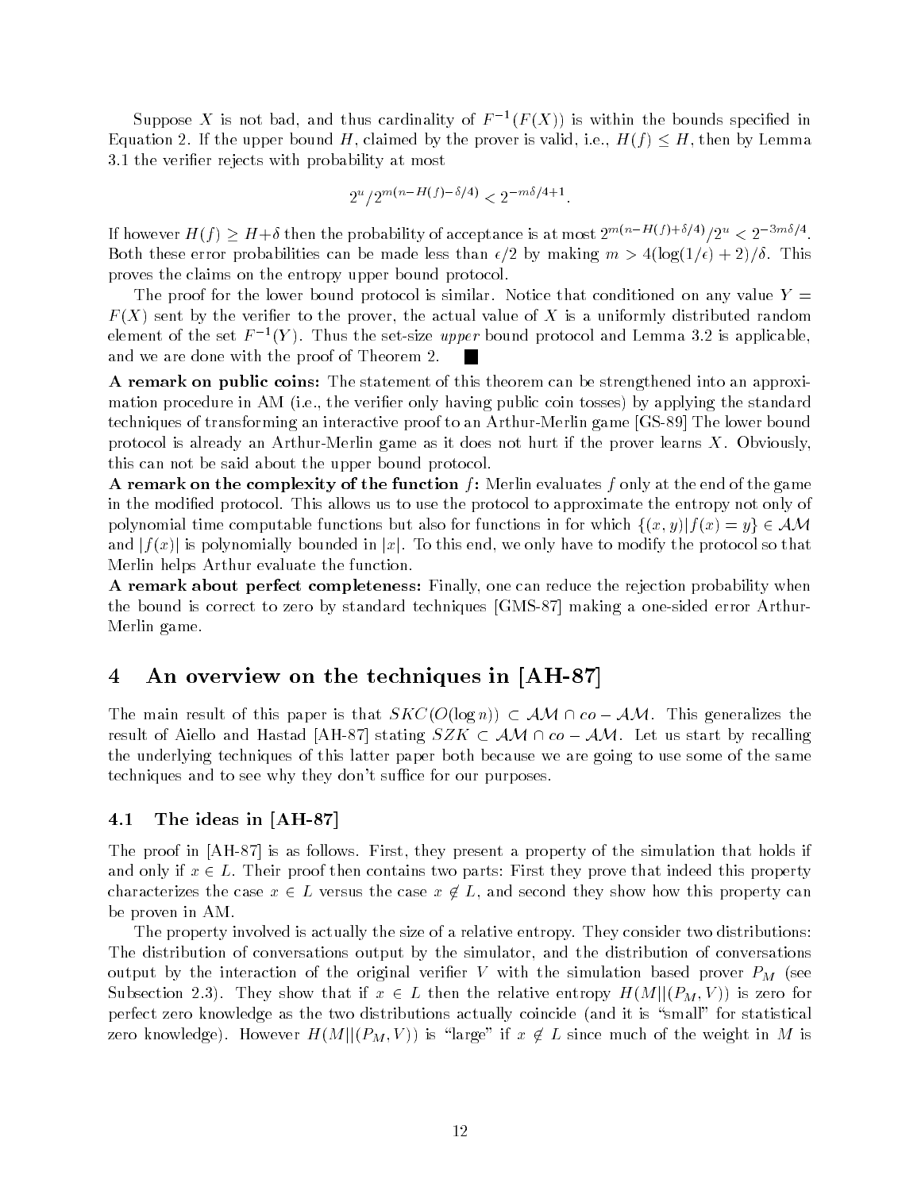Suppose $X$ is not bad, and thus cardinality of $F^{-1}(F(X))$ is within the bounds specified in Equation 2. If the upper bound $H$, claimed by the prover is valid, i.e., $H(f) \leq H$, then by Lemma 3.1 the verifier rejects with probability at most

$$2^u / 2^{m(n-H(f)-\delta/4)} < 2^{-m\delta/4+1}.$$

If however $H(f) \geq H+\delta$ then the probability of acceptance is at most $2^{m(n-H(f)+\delta/4)}/2^u < 2^{-3m\delta/4}$. Both these error probabilities can be made less than $\epsilon/2$ by making $m > 4(\log(1/\epsilon)+2)/\delta$. This proves the claims on the entropy upper bound protocol.

The proof for the lower bound protocol is similar. Notice that conditioned on any value $Y = F(X)$ sent by the verifier to the prover, the actual value of $X$ is a uniformly distributed random element of the set $F^{-1}(Y)$. Thus the set-size *upper* bound protocol and Lemma 3.2 is applicable, and we are done with the proof of Theorem 2. ■

**A remark on public coins:** The statement of this theorem can be strengthened into an approximation procedure in AM (i.e., the verifier only having public coin tosses) by applying the standard techniques of transforming an interactive proof to an Arthur-Merlin game [GS-89] The lower bound protocol is already an Arthur-Merlin game as it does not hurt if the prover learns $X$. Obviously, this can not be said about the upper bound protocol.

**A remark on the complexity of the function $f$:** Merlin evaluates $f$ only at the end of the game in the modified protocol. This allows us to use the protocol to approximate the entropy not only of polynomial time computable functions but also for functions in for which $\{(x,y)|f(x)=y\} \in \mathcal{AM}$ and $|f(x)|$ is polynomially bounded in $|x|$. To this end, we only have to modify the protocol so that Merlin helps Arthur evaluate the function.

**A remark about perfect completeness:** Finally, one can reduce the rejection probability when the bound is correct to zero by standard techniques [GMS-87] making a one-sided error Arthur-Merlin game.

## 4 An overview on the techniques in [AH-87]

The main result of this paper is that $SKC(O(\log n)) \subset \mathcal{AM} \cap co-\mathcal{AM}$. This generalizes the result of Aiello and Hastad [AH-87] stating $SZK \subset \mathcal{AM} \cap co-\mathcal{AM}$. Let us start by recalling the underlying techniques of this latter paper both because we are going to use some of the same techniques and to see why they don't suffice for our purposes.

### 4.1 The ideas in [AH-87]

The proof in [AH-87] is as follows. First, they present a property of the simulation that holds if and only if $x \in L$. Their proof then contains two parts: First they prove that indeed this property characterizes the case $x \in L$ versus the case $x \notin L$, and second they show how this property can be proven in AM.

The property involved is actually the size of a relative entropy. They consider two distributions: The distribution of conversations output by the simulator, and the distribution of conversations output by the interaction of the original verifier $V$ with the simulation based prover $P_M$ (see Subsection 2.3). They show that if $x \in L$ then the relative entropy $H(M||(P_M, V))$ is zero for perfect zero knowledge as the two distributions actually coincide (and it is "small" for statistical zero knowledge). However $H(M||(P_M, V))$ is "large" if $x \notin L$ since much of the weight in $M$ is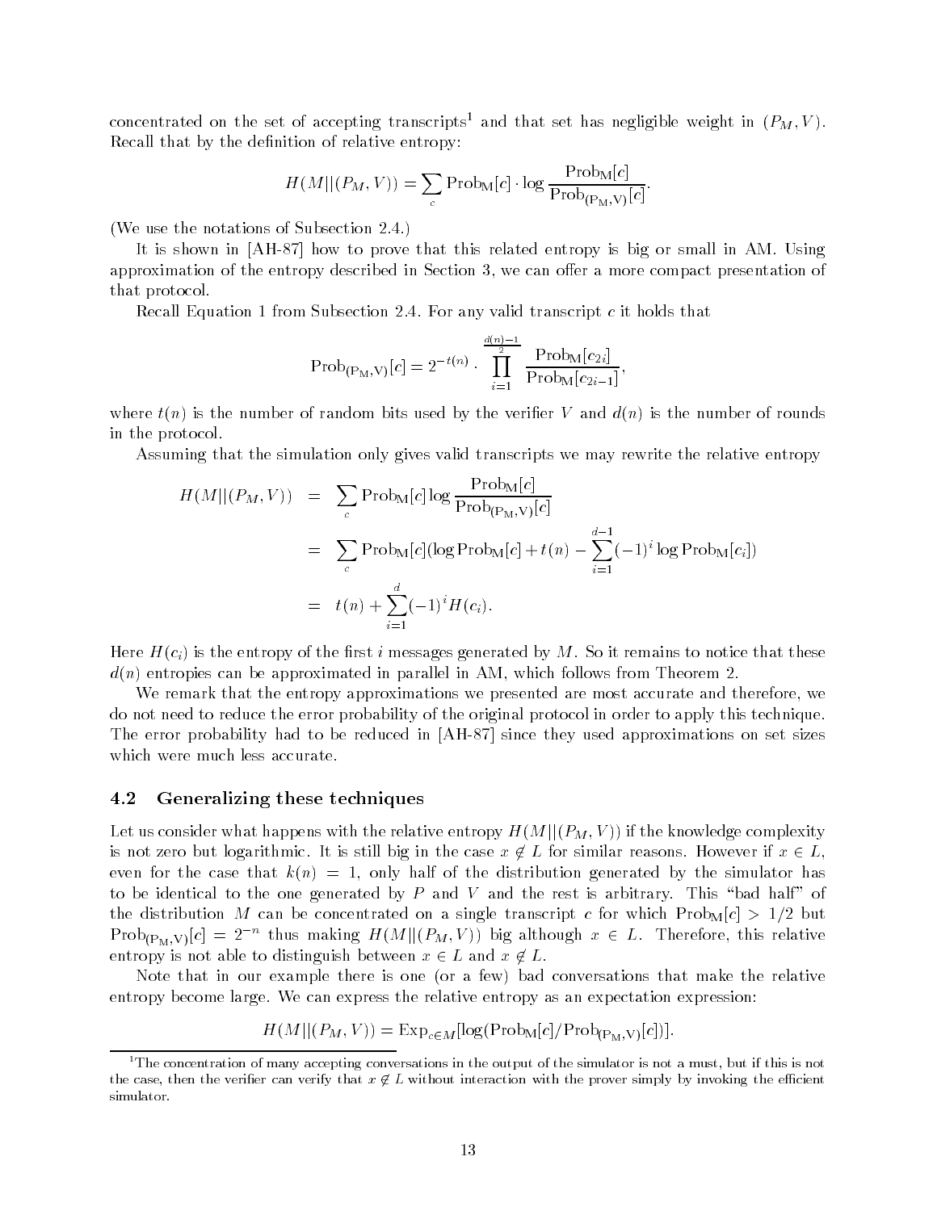concentrated on the set of accepting transcripts[1] and that set has negligible weight in $(P_M, V)$. Recall that by the definition of relative entropy:

$$H(M||(P_M,V)) = \sum_c \mathrm{Prob_M}[c] \cdot \log \frac{\mathrm{Prob_M}[c]}{\mathrm{Prob_{(P_M,V)}}[c]}.$$

(We use the notations of Subsection 2.4.)

It is shown in [AH-87] how to prove that this related entropy is big or small in AM. Using approximation of the entropy described in Section 3, we can offer a more compact presentation of that protocol.

Recall Equation 1 from Subsection 2.4. For any valid transcript $c$ it holds that

$$\mathrm{Prob_{(P_M,V)}}[c] = 2^{-t(n)} \cdot \prod_{i=1}^{\frac{d(n)-1}{2}} \frac{\mathrm{Prob_M}[c_{2i}]}{\mathrm{Prob_M}[c_{2i-1}]},$$

where $t(n)$ is the number of random bits used by the verifier $V$ and $d(n)$ is the number of rounds in the protocol.

Assuming that the simulation only gives valid transcripts we may rewrite the relative entropy

$$\begin{aligned} H(M||(P_M,V)) &= \sum_c \mathrm{Prob_M}[c] \log \frac{\mathrm{Prob_M}[c]}{\mathrm{Prob_{(P_M,V)}}[c]} \\ &= \sum_c \mathrm{Prob_M}[c] (\log \mathrm{Prob_M}[c] + t(n) - \sum_{i=1}^{d-1} (-1)^i \log \mathrm{Prob_M}[c_i]) \\ &= t(n) + \sum_{i=1}^{d} (-1)^i H(c_i). \end{aligned}$$

Here $H(c_i)$ is the entropy of the first $i$ messages generated by $M$. So it remains to notice that these $d(n)$ entropies can be approximated in parallel in AM, which follows from Theorem 2.

We remark that the entropy approximations we presented are most accurate and therefore, we do not need to reduce the error probability of the original protocol in order to apply this technique. The error probability had to be reduced in [AH-87] since they used approximations on set sizes which were much less accurate.

## 4.2 Generalizing these techniques

Let us consider what happens with the relative entropy $H(M||(P_M,V))$ if the knowledge complexity is not zero but logarithmic. It is still big in the case $x \notin L$ for similar reasons. However if $x \in L$, even for the case that $k(n) = 1$, only half of the distribution generated by the simulator has to be identical to the one generated by $P$ and $V$ and the rest is arbitrary. This "bad half" of the distribution $M$ can be concentrated on a single transcript $c$ for which $\mathrm{Prob_M}[c] > 1/2$ but $\mathrm{Prob_{(P_M,V)}}[c] = 2^{-n}$ thus making $H(M||(P_M,V))$ big although $x \in L$. Therefore, this relative entropy is not able to distinguish between $x \in L$ and $x \notin L$.

Note that in our example there is one (or a few) bad conversations that make the relative entropy become large. We can express the relative entropy as an expectation expression:

$$H(M||(P_M,V)) = \mathrm{Exp}_{c \in M}[\log(\mathrm{Prob_M}[c]/\mathrm{Prob_{(P_M,V)}}[c])].$$

[1] The concentration of many accepting conversations in the output of the simulator is not a must, but if this is not the case, then the verifier can verify that $x \notin L$ without interaction with the prover simply by invoking the efficient simulator.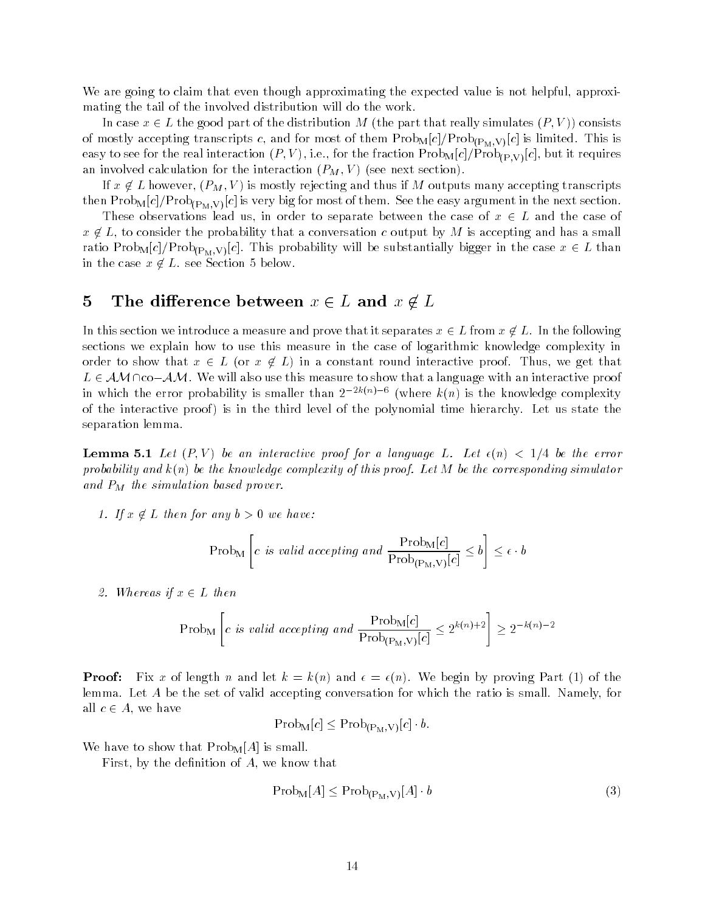We are going to claim that even though approximating the expected value is not helpful, approximating the tail of the involved distribution will do the work.

In case $x \in L$ the good part of the distribution $M$ (the part that really simulates $(P, V)$) consists of mostly accepting transcripts $c$, and for most of them $\mathrm{Prob_M}[c]/\mathrm{Prob_{(P_M,V)}}[c]$ is limited. This is easy to see for the real interaction $(P, V)$, i.e., for the fraction $\mathrm{Prob_M}[c]/\mathrm{Prob_{(P,V)}}[c]$, but it requires an involved calculation for the interaction $(P_M, V)$ (see next section).

If $x \notin L$ however, $(P_M, V)$ is mostly rejecting and thus if $M$ outputs many accepting transcripts then $\mathrm{Prob_M}[c]/\mathrm{Prob_{(P_M,V)}}[c]$ is very big for most of them. See the easy argument in the next section.

These observations lead us, in order to separate between the case of $x \in L$ and the case of $x \notin L$, to consider the probability that a conversation $c$ output by $M$ is accepting and has a small ratio $\mathrm{Prob_M}[c]/\mathrm{Prob_{(P_M,V)}}[c]$. This probability will be substantially bigger in the case $x \in L$ than in the case $x \notin L$. see Section 5 below.

# 5 The difference between $x \in L$ and $x \notin L$

In this section we introduce a measure and prove that it separates $x \in L$ from $x \notin L$. In the following sections we explain how to use this measure in the case of logarithmic knowledge complexity in order to show that $x \in L$ (or $x \notin L$) in a constant round interactive proof. Thus, we get that $L \in \mathcal{AM} \cap \text{co}-\mathcal{AM}$. We will also use this measure to show that a language with an interactive proof in which the error probability is smaller than $2^{-2k(n)-6}$ (where $k(n)$ is the knowledge complexity of the interactive proof) is in the third level of the polynomial time hierarchy. Let us state the separation lemma.

**Lemma 5.1** *Let $(P, V)$ be an interactive proof for a language $L$. Let $\epsilon(n) < 1/4$ be the error probability and $k(n)$ be the knowledge complexity of this proof. Let $M$ be the corresponding simulator and $P_M$ the simulation based prover.*

1. *If $x \notin L$ then for any $b > 0$ we have:*

$$\mathrm{Prob_M}\left[c \text{ is valid accepting and } \frac{\mathrm{Prob_M}[c]}{\mathrm{Prob_{(P_M,V)}}[c]} \leq b\right] \leq \epsilon \cdot b$$

2. *Whereas if $x \in L$ then*

$$\mathrm{Prob_M}\left[c \text{ is valid accepting and } \frac{\mathrm{Prob_M}[c]}{\mathrm{Prob_{(P_M,V)}}[c]} \leq 2^{k(n)+2}\right] \geq 2^{-k(n)-2}$$

**Proof:** Fix $x$ of length $n$ and let $k = k(n)$ and $\epsilon = \epsilon(n)$. We begin by proving Part (1) of the lemma. Let $A$ be the set of valid accepting conversation for which the ratio is small. Namely, for all $c \in A$, we have

$$\mathrm{Prob_M}[c] \leq \mathrm{Prob_{(P_M,V)}}[c] \cdot b.$$

We have to show that $\mathrm{Prob_M}[A]$ is small.

First, by the definition of $A$, we know that

$$\mathrm{Prob_M}[A] \leq \mathrm{Prob_{(P_M,V)}}[A] \cdot b \tag{3}$$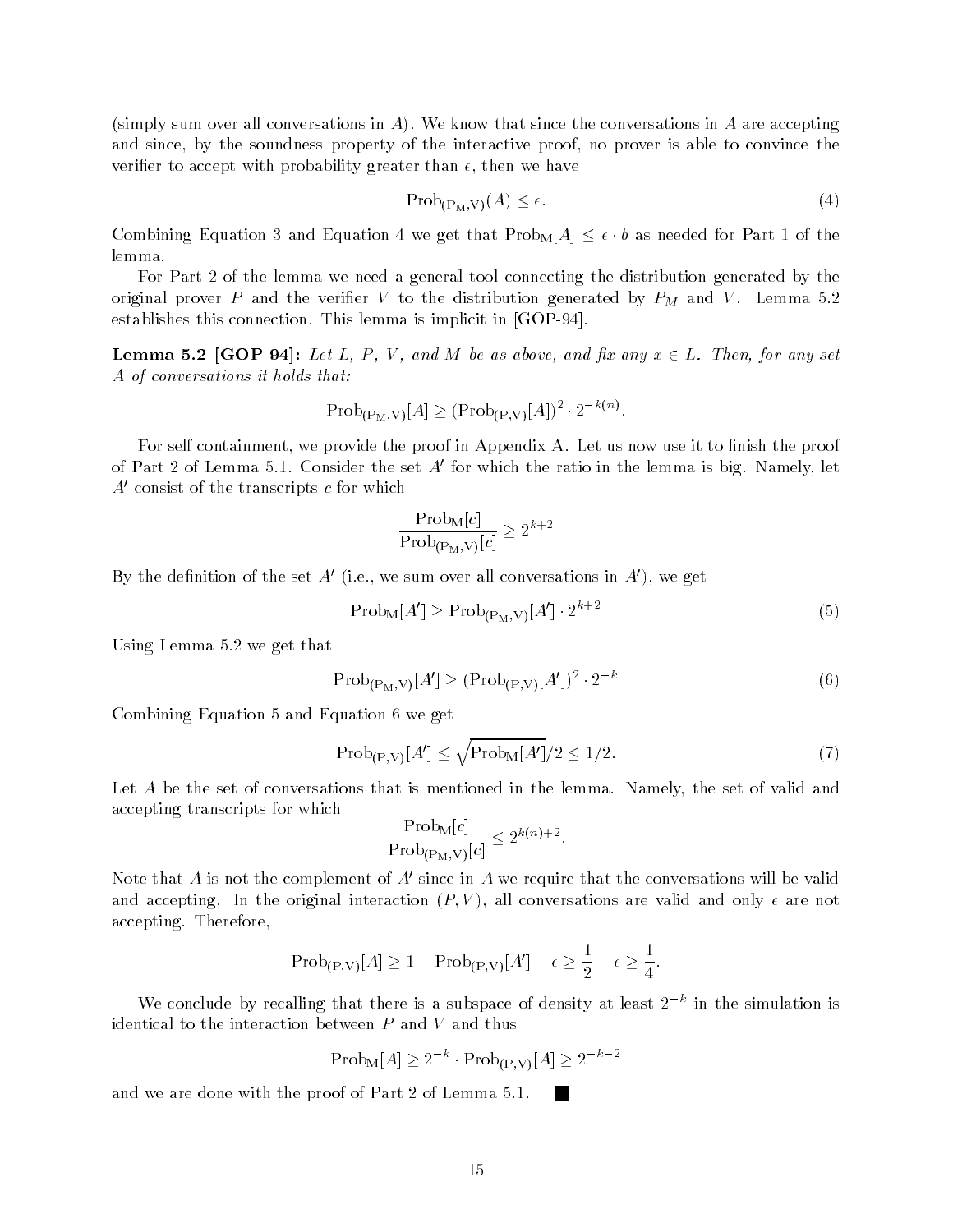(simply sum over all conversations in $A$). We know that since the conversations in $A$ are accepting and since, by the soundness property of the interactive proof, no prover is able to convince the verifier to accept with probability greater than $\epsilon$, then we have

$$\mathrm{Prob}_{(\mathrm{P_M},\mathrm{V})}(A) \leq \epsilon. \tag{4}$$

Combining Equation 3 and Equation 4 we get that $\mathrm{Prob_M}[A] \leq \epsilon \cdot b$ as needed for Part 1 of the lemma.

For Part 2 of the lemma we need a general tool connecting the distribution generated by the original prover $P$ and the verifier $V$ to the distribution generated by $P_M$ and $V$. Lemma 5.2 establishes this connection. This lemma is implicit in [GOP-94].

**Lemma 5.2 [GOP-94]:** *Let $L$, $P$, $V$, and $M$ be as above, and fix any $x \in L$. Then, for any set $A$ of conversations it holds that:*

$$\mathrm{Prob}_{(\mathrm{P_M},\mathrm{V})}[A] \geq (\mathrm{Prob}_{(\mathrm{P},\mathrm{V})}[A])^2 \cdot 2^{-k(n)}.$$

For self containment, we provide the proof in Appendix A. Let us now use it to finish the proof of Part 2 of Lemma 5.1. Consider the set $A'$ for which the ratio in the lemma is big. Namely, let $A'$ consist of the transcripts $c$ for which

$$\frac{\mathrm{Prob_M}[c]}{\mathrm{Prob}_{(\mathrm{P_M},\mathrm{V})}[c]} \geq 2^{k+2}$$

By the definition of the set $A'$ (i.e., we sum over all conversations in $A'$), we get

$$\mathrm{Prob_M}[A'] \geq \mathrm{Prob}_{(\mathrm{P_M},\mathrm{V})}[A'] \cdot 2^{k+2} \tag{5}$$

Using Lemma 5.2 we get that

$$\mathrm{Prob}_{(\mathrm{P_M},\mathrm{V})}[A'] \geq (\mathrm{Prob}_{(\mathrm{P},\mathrm{V})}[A'])^2 \cdot 2^{-k} \tag{6}$$

Combining Equation 5 and Equation 6 we get

$$\mathrm{Prob}_{(\mathrm{P},\mathrm{V})}[A'] \leq \sqrt{\mathrm{Prob_M}[A']}/2 \leq 1/2. \tag{7}$$

Let $A$ be the set of conversations that is mentioned in the lemma. Namely, the set of valid and accepting transcripts for which

$$\frac{\mathrm{Prob_M}[c]}{\mathrm{Prob}_{(\mathrm{P_M},\mathrm{V})}[c]} \leq 2^{k(n)+2}.$$

Note that $A$ is not the complement of $A'$ since in $A$ we require that the conversations will be valid and accepting. In the original interaction $(P, V)$, all conversations are valid and only $\epsilon$ are not accepting. Therefore,

$$\mathrm{Prob}_{(\mathrm{P},\mathrm{V})}[A] \geq 1 - \mathrm{Prob}_{(\mathrm{P},\mathrm{V})}[A'] - \epsilon \geq \frac{1}{2} - \epsilon \geq \frac{1}{4}.$$

We conclude by recalling that there is a subspace of density at least $2^{-k}$ in the simulation is identical to the interaction between $P$ and $V$ and thus

$$\mathrm{Prob_M}[A] \geq 2^{-k} \cdot \mathrm{Prob}_{(\mathrm{P},\mathrm{V})}[A] \geq 2^{-k-2}$$

and we are done with the proof of Part 2 of Lemma 5.1. ■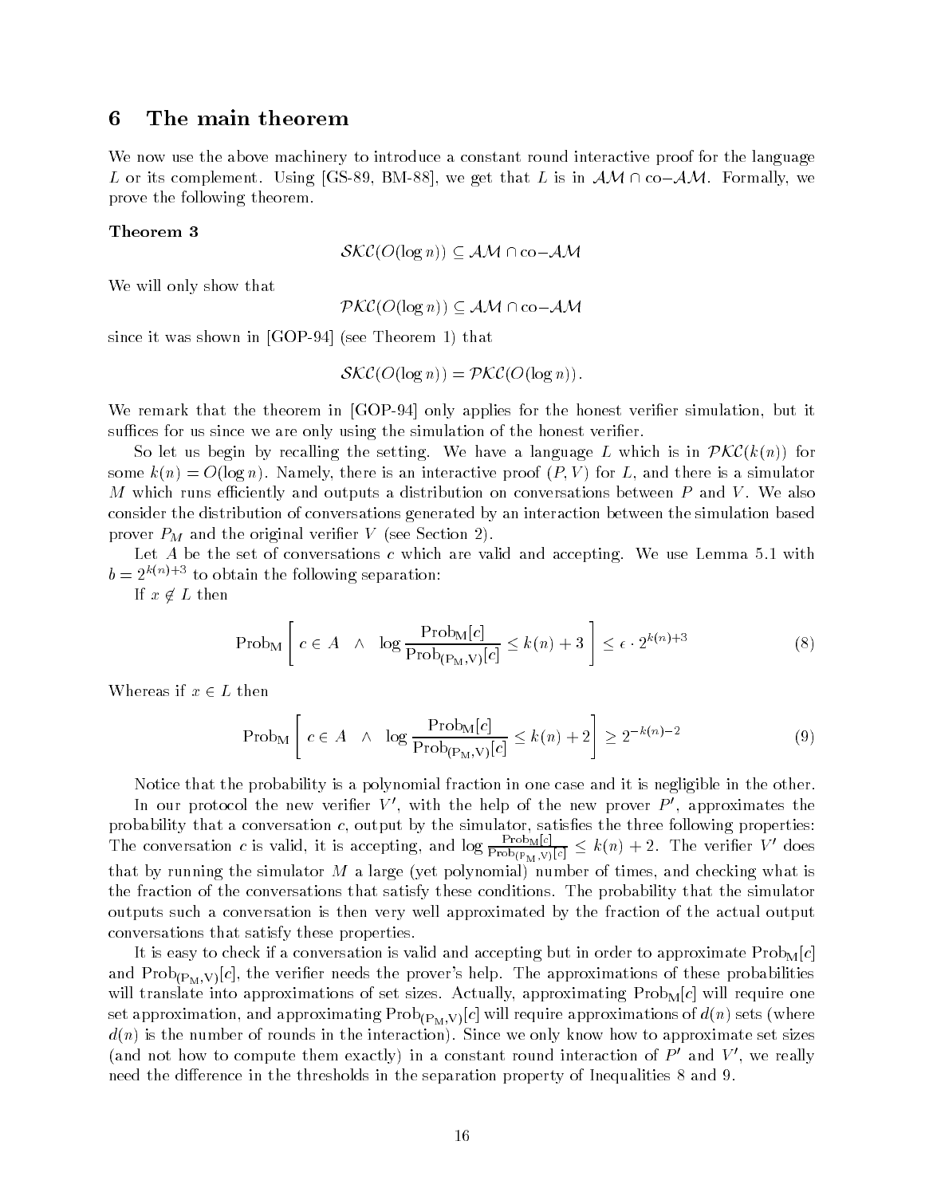## 6 The main theorem

We now use the above machinery to introduce a constant round interactive proof for the language $L$ or its complement. Using [GS-89, BM-88], we get that $L$ is in $\mathcal{AM} \cap \text{co}-\mathcal{AM}$. Formally, we prove the following theorem.

**Theorem 3**

$$\mathcal{SKC}(O(\log n)) \subseteq \mathcal{AM} \cap \text{co}-\mathcal{AM}$$

We will only show that

$$\mathcal{PKC}(O(\log n)) \subseteq \mathcal{AM} \cap \text{co}-\mathcal{AM}$$

since it was shown in [GOP-94] (see Theorem 1) that

$$\mathcal{SKC}(O(\log n)) = \mathcal{PKC}(O(\log n)).$$

We remark that the theorem in [GOP-94] only applies for the honest verifier simulation, but it suffices for us since we are only using the simulation of the honest verifier.

So let us begin by recalling the setting. We have a language $L$ which is in $\mathcal{PKC}(k(n))$ for some $k(n) = O(\log n)$. Namely, there is an interactive proof $(P, V)$ for $L$, and there is a simulator $M$ which runs efficiently and outputs a distribution on conversations between $P$ and $V$. We also consider the distribution of conversations generated by an interaction between the simulation based prover $P_M$ and the original verifier $V$ (see Section 2).

Let $A$ be the set of conversations $c$ which are valid and accepting. We use Lemma 5.1 with $b = 2^{k(n)+3}$ to obtain the following separation:

If $x \notin L$ then

$$\text{Prob}_{\text{M}}\left[\, c \in A \quad \wedge \quad \log \frac{\text{Prob}_{\text{M}}[c]}{\text{Prob}_{(\text{P}_\text{M},\text{V})}[c]} \leq k(n) + 3 \,\right] \leq \epsilon \cdot 2^{k(n)+3} \tag{8}$$

Whereas if $x \in L$ then

$$\text{Prob}_{\text{M}}\left[\, c \in A \quad \wedge \quad \log \frac{\text{Prob}_{\text{M}}[c]}{\text{Prob}_{(\text{P}_\text{M},\text{V})}[c]} \leq k(n) + 2 \,\right] \geq 2^{-k(n)-2} \tag{9}$$

Notice that the probability is a polynomial fraction in one case and it is negligible in the other.

In our protocol the new verifier $V'$, with the help of the new prover $P'$, approximates the probability that a conversation $c$, output by the simulator, satisfies the three following properties: The conversation $c$ is valid, it is accepting, and $\log \frac{\text{Prob}_{\text{M}}[c]}{\text{Prob}_{(\text{P}_\text{M},\text{V})}[c]} \leq k(n) + 2$. The verifier $V'$ does that by running the simulator $M$ a large (yet polynomial) number of times, and checking what is the fraction of the conversations that satisfy these conditions. The probability that the simulator outputs such a conversation is then very well approximated by the fraction of the actual output conversations that satisfy these properties.

It is easy to check if a conversation is valid and accepting but in order to approximate $\text{Prob}_{\text{M}}[c]$ and $\text{Prob}_{(\text{P}_\text{M},\text{V})}[c]$, the verifier needs the prover's help. The approximations of these probabilities will translate into approximations of set sizes. Actually, approximating $\text{Prob}_{\text{M}}[c]$ will require one set approximation, and approximating $\text{Prob}_{(\text{P}_\text{M},\text{V})}[c]$ will require approximations of $d(n)$ sets (where $d(n)$ is the number of rounds in the interaction). Since we only know how to approximate set sizes (and not how to compute them exactly) in a constant round interaction of $P'$ and $V'$, we really need the difference in the thresholds in the separation property of Inequalities 8 and 9.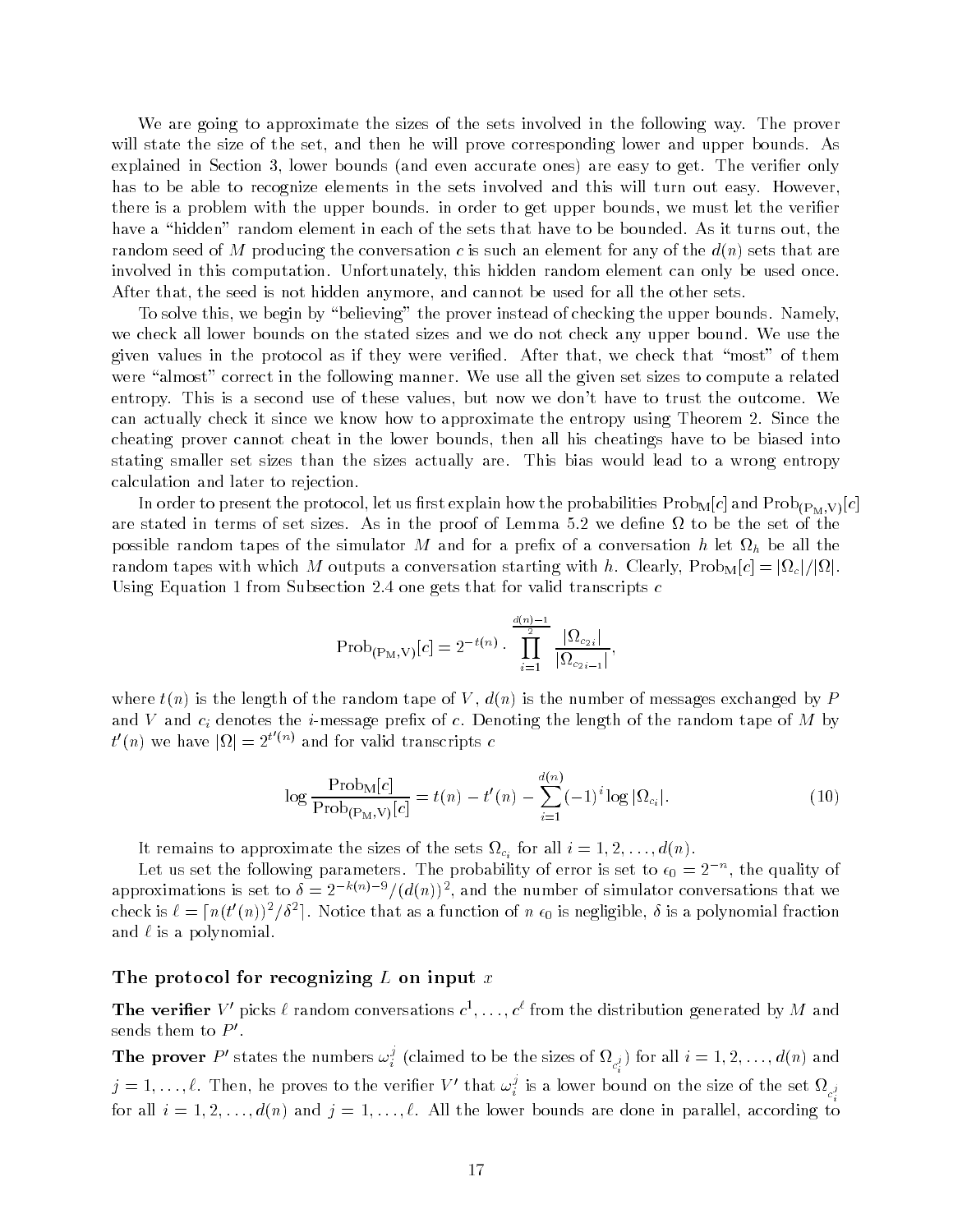We are going to approximate the sizes of the sets involved in the following way. The prover will state the size of the set, and then he will prove corresponding lower and upper bounds. As explained in Section 3, lower bounds (and even accurate ones) are easy to get. The verifier only has to be able to recognize elements in the sets involved and this will turn out easy. However, there is a problem with the upper bounds. in order to get upper bounds, we must let the verifier have a "hidden" random element in each of the sets that have to be bounded. As it turns out, the random seed of $M$ producing the conversation $c$ is such an element for any of the $d(n)$ sets that are involved in this computation. Unfortunately, this hidden random element can only be used once. After that, the seed is not hidden anymore, and cannot be used for all the other sets.

To solve this, we begin by "believing" the prover instead of checking the upper bounds. Namely, we check all lower bounds on the stated sizes and we do not check any upper bound. We use the given values in the protocol as if they were verified. After that, we check that "most" of them were "almost" correct in the following manner. We use all the given set sizes to compute a related entropy. This is a second use of these values, but now we don't have to trust the outcome. We can actually check it since we know how to approximate the entropy using Theorem 2. Since the cheating prover cannot cheat in the lower bounds, then all his cheatings have to be biased into stating smaller set sizes than the sizes actually are. This bias would lead to a wrong entropy calculation and later to rejection.

In order to present the protocol, let us first explain how the probabilities $\mathrm{Prob}_{\mathrm{M}}[c]$ and $\mathrm{Prob}_{(\mathrm{P_M},\mathrm{V})}[c]$ are stated in terms of set sizes. As in the proof of Lemma 5.2 we define $\Omega$ to be the set of the possible random tapes of the simulator $M$ and for a prefix of a conversation $h$ let $\Omega_h$ be all the random tapes with which $M$ outputs a conversation starting with $h$. Clearly, $\mathrm{Prob}_{\mathrm{M}}[c] = |\Omega_c|/|\Omega|$. Using Equation 1 from Subsection 2.4 one gets that for valid transcripts $c$

$$\mathrm{Prob}_{(\mathrm{P_M},\mathrm{V})}[c] = 2^{-t(n)} \cdot \prod_{i=1}^{\frac{d(n)-1}{2}} \frac{|\Omega_{c_{2i}}|}{|\Omega_{c_{2i-1}}|},$$

where $t(n)$ is the length of the random tape of $V$, $d(n)$ is the number of messages exchanged by $P$ and $V$ and $c_i$ denotes the $i$-message prefix of $c$. Denoting the length of the random tape of $M$ by $t'(n)$ we have $|\Omega| = 2^{t'(n)}$ and for valid transcripts $c$

$$\log \frac{\mathrm{Prob}_{\mathrm{M}}[c]}{\mathrm{Prob}_{(\mathrm{P_M},\mathrm{V})}[c]} = t(n) - t'(n) - \sum_{i=1}^{d(n)} (-1)^i \log |\Omega_{c_i}|. \tag{10}$$

It remains to approximate the sizes of the sets $\Omega_{c_i}$ for all $i = 1, 2, \ldots, d(n)$.

Let us set the following parameters. The probability of error is set to $\epsilon_0 = 2^{-n}$, the quality of approximations is set to $\delta = 2^{-k(n)-9}/(d(n))^2$, and the number of simulator conversations that we check is $\ell = \lceil n(t'(n))^2/\delta^2 \rceil$. Notice that as a function of $n$ $\epsilon_0$ is negligible, $\delta$ is a polynomial fraction and $\ell$ is a polynomial.

### The protocol for recognizing $L$ on input $x$

**The verifier** $V'$ picks $\ell$ random conversations $c^1, \ldots, c^\ell$ from the distribution generated by $M$ and sends them to $P'$.

**The prover** $P'$ states the numbers $\omega_i^j$ (claimed to be the sizes of $\Omega_{c_i^j}$) for all $i = 1, 2, \ldots, d(n)$ and $j = 1, \ldots, \ell$. Then, he proves to the verifier $V'$ that $\omega_i^j$ is a lower bound on the size of the set $\Omega_{c_i^j}$ for all $i = 1, 2, \ldots, d(n)$ and $j = 1, \ldots, \ell$. All the lower bounds are done in parallel, according to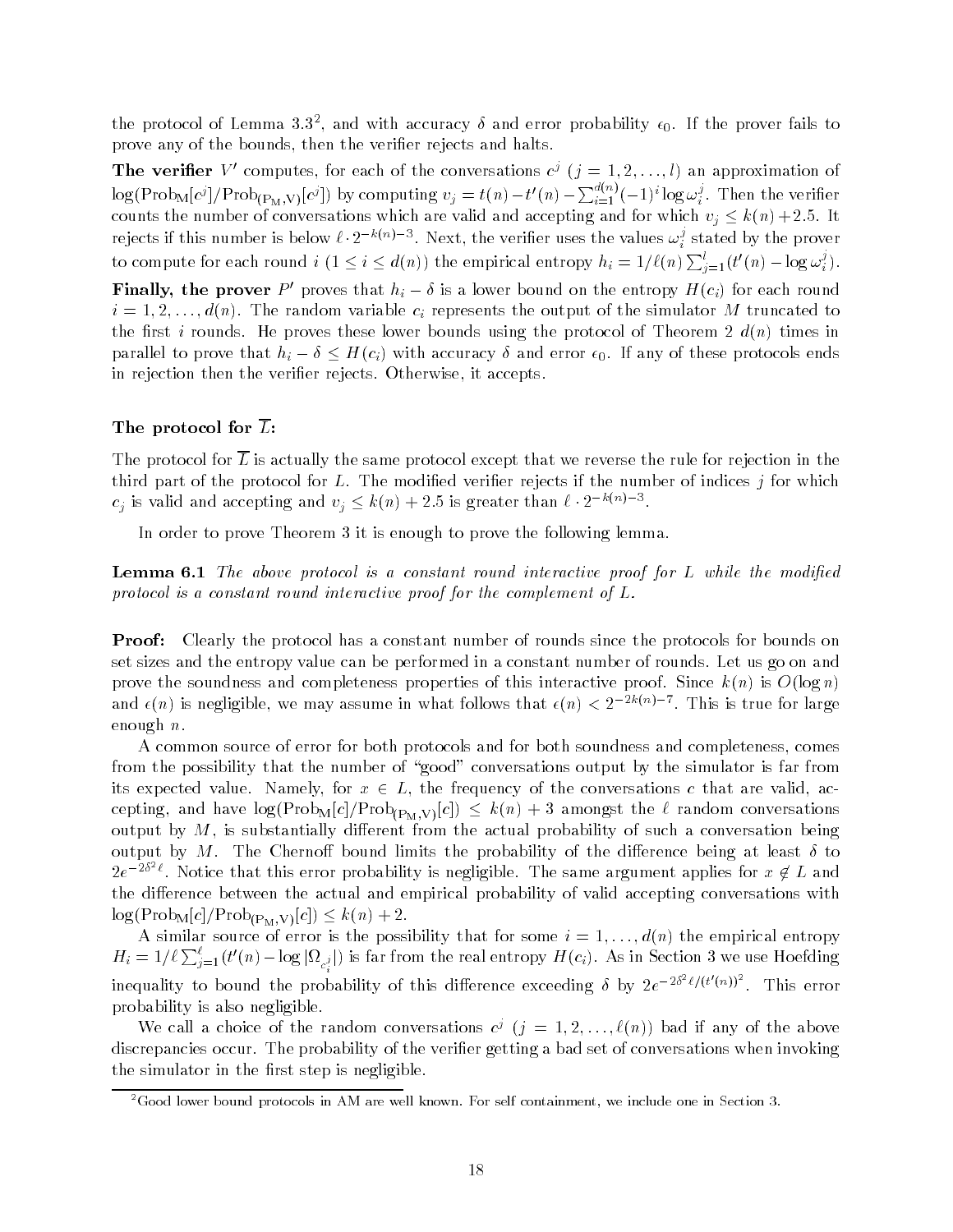the protocol of Lemma 3.3[2], and with accuracy $\delta$ and error probability $\epsilon_0$. If the prover fails to prove any of the bounds, then the verifier rejects and halts.

**The verifier** $V'$ computes, for each of the conversations $c^j$ $(j = 1, 2, \ldots, l)$ an approximation of $\log(\text{Prob}_{\text{M}}[c^j]/\text{Prob}_{(\text{P}_\text{M},\text{V})}[c^j])$ by computing $v_j = t(n) - t'(n) - \sum_{i=1}^{d(n)} (-1)^i \log \omega_i^j$. Then the verifier counts the number of conversations which are valid and accepting and for which $v_j \leq k(n) + 2.5$. It rejects if this number is below $\ell \cdot 2^{-k(n)-3}$. Next, the verifier uses the values $\omega_i^j$ stated by the prover to compute for each round $i$ $(1 \leq i \leq d(n))$ the empirical entropy $h_i = 1/\ell(n) \sum_{j=1}^{l} (t'(n) - \log \omega_i^j)$.

**Finally, the prover** $P'$ proves that $h_i - \delta$ is a lower bound on the entropy $H(c_i)$ for each round $i = 1, 2, \ldots, d(n)$. The random variable $c_i$ represents the output of the simulator $M$ truncated to the first $i$ rounds. He proves these lower bounds using the protocol of Theorem 2 $d(n)$ times in parallel to prove that $h_i - \delta \leq H(c_i)$ with accuracy $\delta$ and error $\epsilon_0$. If any of these protocols ends in rejection then the verifier rejects. Otherwise, it accepts.

### The protocol for $\overline{L}$:

The protocol for $\overline{L}$ is actually the same protocol except that we reverse the rule for rejection in the third part of the protocol for $L$. The modified verifier rejects if the number of indices $j$ for which $c_j$ is valid and accepting and $v_j \leq k(n) + 2.5$ is greater than $\ell \cdot 2^{-k(n)-3}$.

In order to prove Theorem 3 it is enough to prove the following lemma.

**Lemma 6.1** *The above protocol is a constant round interactive proof for $L$ while the modified protocol is a constant round interactive proof for the complement of $L$.*

**Proof:** Clearly the protocol has a constant number of rounds since the protocols for bounds on set sizes and the entropy value can be performed in a constant number of rounds. Let us go on and prove the soundness and completeness properties of this interactive proof. Since $k(n)$ is $O(\log n)$ and $\epsilon(n)$ is negligible, we may assume in what follows that $\epsilon(n) < 2^{-2k(n)-7}$. This is true for large enough $n$.

A common source of error for both protocols and for both soundness and completeness, comes from the possibility that the number of "good" conversations output by the simulator is far from its expected value. Namely, for $x \in L$, the frequency of the conversations $c$ that are valid, accepting, and have $\log(\text{Prob}_{\text{M}}[c]/\text{Prob}_{(\text{P}_\text{M},\text{V})}[c]) \leq k(n) + 3$ amongst the $\ell$ random conversations output by $M$, is substantially different from the actual probability of such a conversation being output by $M$. The Chernoff bound limits the probability of the difference being at least $\delta$ to $2e^{-2\delta^2 \ell}$. Notice that this error probability is negligible. The same argument applies for $x \notin L$ and the difference between the actual and empirical probability of valid accepting conversations with $\log(\text{Prob}_{\text{M}}[c]/\text{Prob}_{(\text{P}_\text{M},\text{V})}[c]) \leq k(n) + 2$.

A similar source of error is the possibility that for some $i = 1, \ldots, d(n)$ the empirical entropy $H_i = 1/\ell \sum_{j=1}^{\ell} (t'(n) - \log |\Omega_{c_i^j}|)$ is far from the real entropy $H(c_i)$. As in Section 3 we use Hoefding inequality to bound the probability of this difference exceeding $\delta$ by $2e^{-2\delta^2 \ell/(t'(n))^2}$. This error probability is also negligible.

We call a choice of the random conversations $c^j$ $(j = 1, 2, \ldots, \ell(n))$ bad if any of the above discrepancies occur. The probability of the verifier getting a bad set of conversations when invoking the simulator in the first step is negligible.

[2] Good lower bound protocols in AM are well known. For self containment, we include one in Section 3.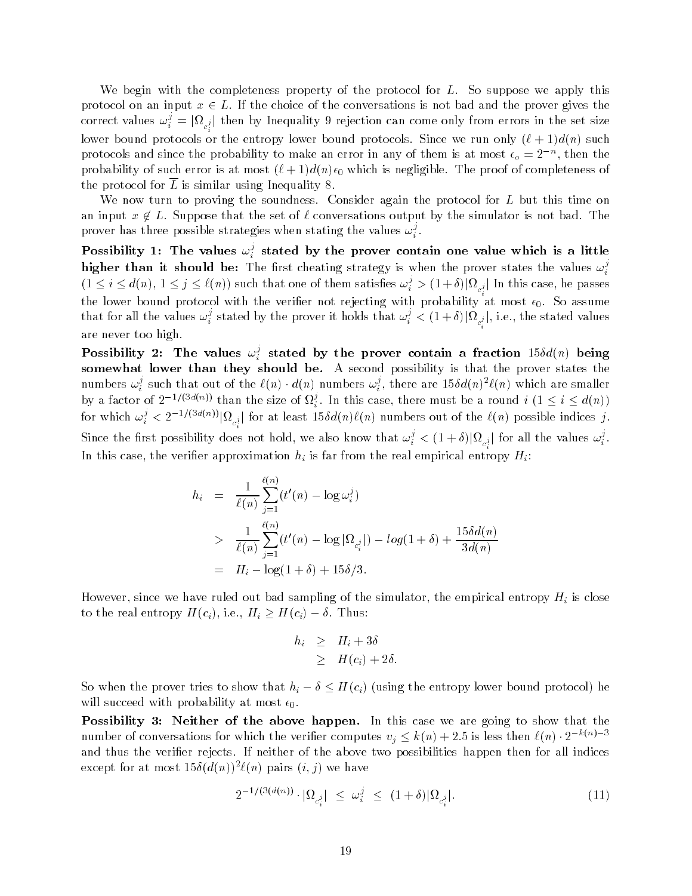We begin with the completeness property of the protocol for $L$. So suppose we apply this protocol on an input $x \in L$. If the choice of the conversations is not bad and the prover gives the correct values $\omega_i^j = |\Omega_{c_i^j}|$ then by Inequality 9 rejection can come only from errors in the set size lower bound protocols or the entropy lower bound protocols. Since we run only $(\ell+1)d(n)$ such protocols and since the probability to make an error in any of them is at most $\epsilon_o = 2^{-n}$, then the probability of such error is at most $(\ell+1)d(n)\epsilon_0$ which is negligible. The proof of completeness of the protocol for $\overline{L}$ is similar using Inequality 8.

We now turn to proving the soundness. Consider again the protocol for $L$ but this time on an input $x \notin L$. Suppose that the set of $\ell$ conversations output by the simulator is not bad. The prover has three possible strategies when stating the values $\omega_i^j$.

**Possibility 1: The values $\omega_i^j$ stated by the prover contain one value which is a little higher than it should be:** The first cheating strategy is when the prover states the values $\omega_i^j$ ($1 \le i \le d(n)$, $1 \le j \le \ell(n)$) such that one of them satisfies $\omega_i^j > (1+\delta)|\Omega_{c_i^j}|$ In this case, he passes the lower bound protocol with the verifier not rejecting with probability at most $\epsilon_0$. So assume that for all the values $\omega_i^j$ stated by the prover it holds that $\omega_i^j < (1+\delta)|\Omega_{c_i^j}|$, i.e., the stated values are never too high.

**Possibility 2: The values $\omega_i^j$ stated by the prover contain a fraction $15\delta d(n)$ being somewhat lower than they should be.** A second possibility is that the prover states the numbers $\omega_i^j$ such that out of the $\ell(n) \cdot d(n)$ numbers $\omega_i^j$, there are $15\delta d(n)^2\ell(n)$ which are smaller by a factor of $2^{-1/(3d(n))}$ than the size of $\Omega_i^j$. In this case, there must be a round $i$ ($1 \le i \le d(n)$) for which $\omega_i^j < 2^{-1/(3d(n))}|\Omega_{c_i^j}|$ for at least $15\delta d(n)\ell(n)$ numbers out of the $\ell(n)$ possible indices $j$. Since the first possibility does not hold, we also know that $\omega_i^j < (1+\delta)|\Omega_{c_i^j}|$ for all the values $\omega_i^j$. In this case, the verifier approximation $h_i$ is far from the real empirical entropy $H_i$:

$$
\begin{aligned}
h_i &= \frac{1}{\ell(n)}\sum_{j=1}^{\ell(n)}(t'(n) - \log \omega_i^j) \\
&> \frac{1}{\ell(n)}\sum_{j=1}^{\ell(n)}(t'(n) - \log |\Omega_{c_i^j}|) - log(1+\delta) + \frac{15\delta d(n)}{3d(n)} \\
&= H_i - \log(1+\delta) + 15\delta/3.
\end{aligned}
$$

However, since we have ruled out bad sampling of the simulator, the empirical entropy $H_i$ is close to the real entropy $H(c_i)$, i.e., $H_i \ge H(c_i) - \delta$. Thus:

$$
\begin{aligned}
h_i &\ge H_i + 3\delta \\
&\ge H(c_i) + 2\delta.
\end{aligned}
$$

So when the prover tries to show that $h_i - \delta \le H(c_i)$ (using the entropy lower bound protocol) he will succeed with probability at most $\epsilon_0$.

**Possibility 3: Neither of the above happen.** In this case we are going to show that the number of conversations for which the verifier computes $v_j \le k(n) + 2.5$ is less then $\ell(n) \cdot 2^{-k(n)-3}$ and thus the verifier rejects. If neither of the above two possibilities happen then for all indices except for at most $15\delta(d(n))^2\ell(n)$ pairs $(i, j)$ we have

$$
2^{-1/(3(d(n))} \cdot |\Omega_{c_i^j}| \le \omega_i^j \le (1+\delta)|\Omega_{c_i^j}|. \tag{11}
$$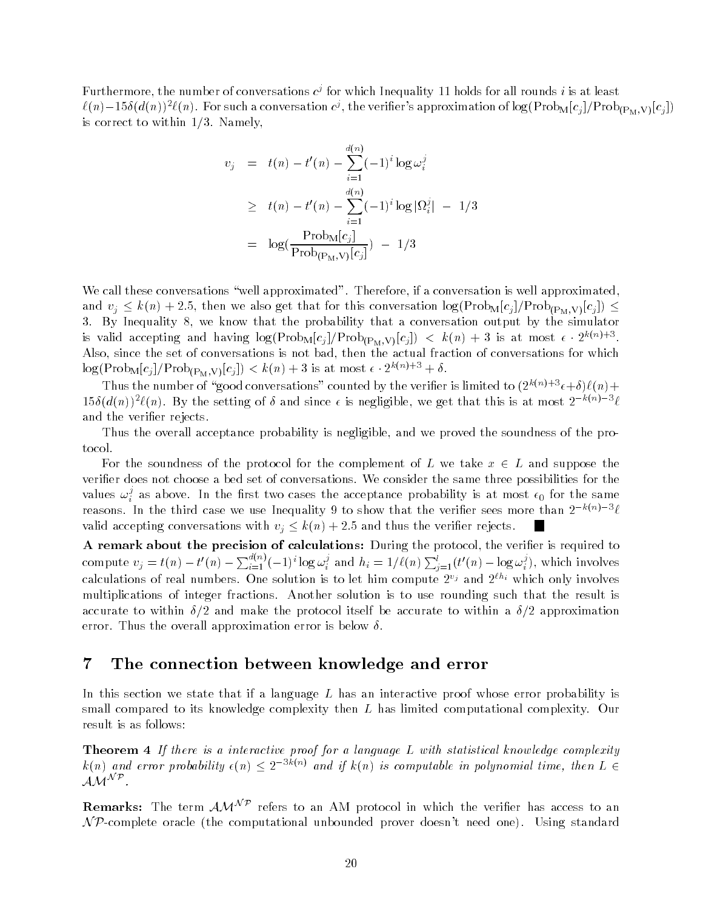Furthermore, the number of conversations $c^j$ for which Inequality 11 holds for all rounds $i$ is at least $\ell(n)-15\delta(d(n))^2\ell(n)$. For such a conversation $c^j$, the verifier's approximation of $\log(\text{Prob}_{\text{M}}[c_j]/\text{Prob}_{(\text{P}_\text{M},\text{V})}[c_j])$ is correct to within $1/3$. Namely,

$$\begin{aligned} v_j &= t(n) - t'(n) - \sum_{i=1}^{d(n)} (-1)^i \log \omega_i^j \\ &\geq t(n) - t'(n) - \sum_{i=1}^{d(n)} (-1)^i \log |\Omega_i^j| \; - \; 1/3 \\ &= \log(\frac{\text{Prob}_{\text{M}}[c_j]}{\text{Prob}_{(\text{P}_\text{M},\text{V})}[c_j]}) \; - \; 1/3 \end{aligned}$$

We call these conversations "well approximated". Therefore, if a conversation is well approximated, and $v_j \leq k(n) + 2.5$, then we also get that for this conversation $\log(\text{Prob}_{\text{M}}[c_j]/\text{Prob}_{(\text{P}_\text{M},\text{V})}[c_j]) \leq 3$. By Inequality 8, we know that the probability that a conversation output by the simulator is valid accepting and having $\log(\text{Prob}_{\text{M}}[c_j]/\text{Prob}_{(\text{P}_\text{M},\text{V})}[c_j]) < k(n) + 3$ is at most $\epsilon \cdot 2^{k(n)+3}$. Also, since the set of conversations is not bad, then the actual fraction of conversations for which $\log(\text{Prob}_{\text{M}}[c_j]/\text{Prob}_{(\text{P}_\text{M},\text{V})}[c_j]) < k(n) + 3$ is at most $\epsilon \cdot 2^{k(n)+3} + \delta$.

Thus the number of "good conversations" counted by the verifier is limited to $(2^{k(n)+3}\epsilon+\delta)\ell(n)+15\delta(d(n))^2\ell(n)$. By the setting of $\delta$ and since $\epsilon$ is negligible, we get that this is at most $2^{-k(n)-3}\ell$ and the verifier rejects.

Thus the overall acceptance probability is negligible, and we proved the soundness of the protocol.

For the soundness of the protocol for the complement of $L$ we take $x \in L$ and suppose the verifier does not choose a bed set of conversations. We consider the same three possibilities for the values $\omega_i^j$ as above. In the first two cases the acceptance probability is at most $\epsilon_0$ for the same reasons. In the third case we use Inequality 9 to show that the verifier sees more than $2^{-k(n)-3}\ell$ valid accepting conversations with $v_j \leq k(n) + 2.5$ and thus the verifier rejects. ∎

**A remark about the precision of calculations:** During the protocol, the verifier is required to compute $v_j = t(n) - t'(n) - \sum_{i=1}^{d(n)}(-1)^i \log \omega_i^j$ and $h_i = 1/\ell(n) \sum_{j=1}^{l}(t'(n) - \log \omega_i^j)$, which involves calculations of real numbers. One solution is to let him compute $2^{v_j}$ and $2^{\ell h_i}$ which only involves multiplications of integer fractions. Another solution is to use rounding such that the result is accurate to within $\delta/2$ and make the protocol itself be accurate to within a $\delta/2$ approximation error. Thus the overall approximation error is below $\delta$.

# 7 The connection between knowledge and error

In this section we state that if a language $L$ has an interactive proof whose error probability is small compared to its knowledge complexity then $L$ has limited computational complexity. Our result is as follows:

**Theorem 4** *If there is a interactive proof for a language $L$ with statistical knowledge complexity $k(n)$ and error probability $\epsilon(n) \leq 2^{-3k(n)}$ and if $k(n)$ is computable in polynomial time, then $L \in \mathcal{AM}^{\mathcal{NP}}$.*

**Remarks:** The term $\mathcal{AM}^{\mathcal{NP}}$ refers to an AM protocol in which the verifier has access to an $\mathcal{NP}$-complete oracle (the computational unbounded prover doesn't need one). Using standard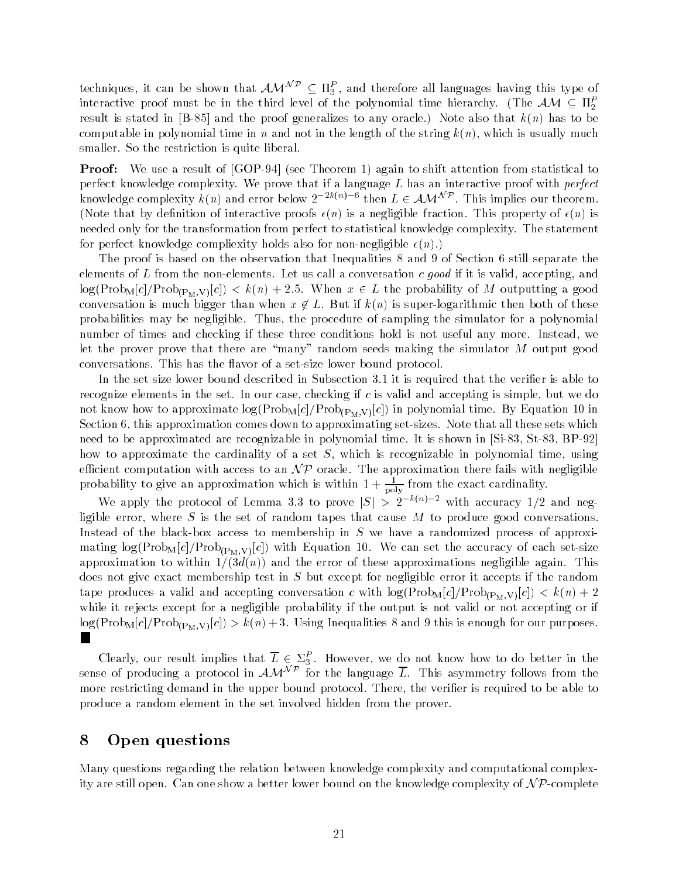techniques, it can be shown that $\mathcal{AM}^{\mathcal{NP}} \subseteq \Pi_3^P$, and therefore all languages having this type of interactive proof must be in the third level of the polynomial time hierarchy. (The $\mathcal{AM} \subseteq \Pi_2^P$ result is stated in [B-85] and the proof generalizes to any oracle.) Note also that $k(n)$ has to be computable in polynomial time in $n$ and not in the length of the string $k(n)$, which is usually much smaller. So the restriction is quite liberal.

**Proof:** We use a result of [GOP-94] (see Theorem 1) again to shift attention from statistical to perfect knowledge complexity. We prove that if a language $L$ has an interactive proof with *perfect* knowledge complexity $k(n)$ and error below $2^{-2k(n)-6}$ then $L \in \mathcal{AM}^{\mathcal{NP}}$. This implies our theorem. (Note that by definition of interactive proofs $\epsilon(n)$ is a negligible fraction. This property of $\epsilon(n)$ is needed only for the transformation from perfect to statistical knowledge complexity. The statement for perfect knowledge compliexity holds also for non-negligible $\epsilon(n)$.)

The proof is based on the observation that Inequalities 8 and 9 of Section 6 still separate the elements of $L$ from the non-elements. Let us call a conversation $c$ *good* if it is valid, accepting, and $\log(\mathrm{Prob_M}[c]/\mathrm{Prob_{(P_M,V)}}[c]) < k(n) + 2.5$. When $x \in L$ the probability of $M$ outputting a good conversation is much bigger than when $x \notin L$. But if $k(n)$ is super-logarithmic then both of these probabilities may be negligible. Thus, the procedure of sampling the simulator for a polynomial number of times and checking if these three conditions hold is not useful any more. Instead, we let the prover prove that there are "many" random seeds making the simulator $M$ output good conversations. This has the flavor of a set-size lower bound protocol.

In the set size lower bound described in Subsection 3.1 it is required that the verifier is able to recognize elements in the set. In our case, checking if $c$ is valid and accepting is simple, but we do not know how to approximate $\log(\mathrm{Prob_M}[c]/\mathrm{Prob_{(P_M,V)}}[c])$ in polynomial time. By Equation 10 in Section 6, this approximation comes down to approximating set-sizes. Note that all these sets which need to be approximated are recognizable in polynomial time. It is shown in [Si-83, St-83, BP-92] how to approximate the cardinality of a set $S$, which is recognizable in polynomial time, using efficient computation with access to an $\mathcal{NP}$ oracle. The approximation there fails with negligible probability to give an approximation which is within $1 + \frac{1}{\mathrm{poly}}$ from the exact cardinality.

We apply the protocol of Lemma 3.3 to prove $|S| > 2^{-k(n)-2}$ with accuracy 1/2 and negligible error, where $S$ is the set of random tapes that cause $M$ to produce good conversations. Instead of the black-box access to membership in $S$ we have a randomized process of approximating $\log(\mathrm{Prob_M}[c]/\mathrm{Prob_{(P_M,V)}}[c])$ with Equation 10. We can set the accuracy of each set-size approximation to within $1/(3d(n))$ and the error of these approximations negligible again. This does not give exact membership test in $S$ but except for negligible error it accepts if the random tape produces a valid and accepting conversation $c$ with $\log(\mathrm{Prob_M}[c]/\mathrm{Prob_{(P_M,V)}}[c]) < k(n) + 2$ while it rejects except for a negligible probability if the output is not valid or not accepting or if $\log(\mathrm{Prob_M}[c]/\mathrm{Prob_{(P_M,V)}}[c]) > k(n) + 3$. Using Inequalities 8 and 9 this is enough for our purposes. ∎

Clearly, our result implies that $\overline{L} \in \Sigma_3^P$. However, we do not know how to do better in the sense of producing a protocol in $\mathcal{AM}^{\mathcal{NP}}$ for the language $\overline{L}$. This asymmetry follows from the more restricting demand in the upper bound protocol. There, the verifier is required to be able to produce a random element in the set involved hidden from the prover.

# 8 Open questions

Many questions regarding the relation between knowledge complexity and computational complexity are still open. Can one show a better lower bound on the knowledge complexity of $\mathcal{NP}$-complete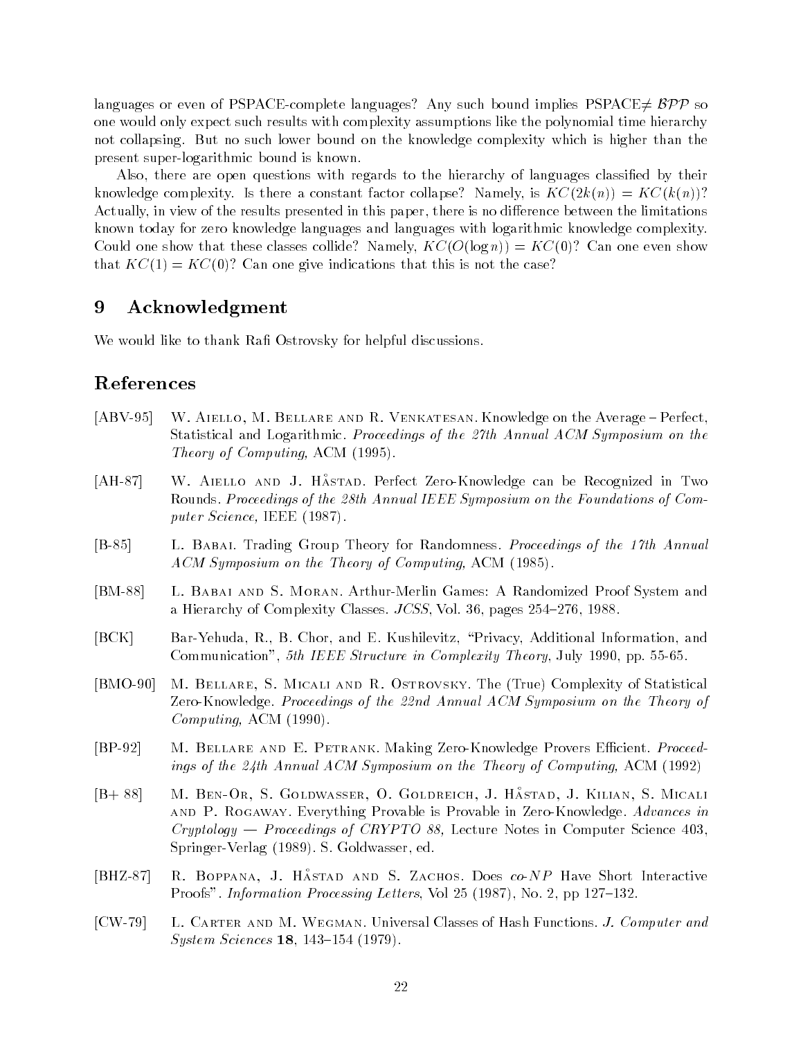languages or even of PSPACE-complete languages? Any such bound implies PSPACE$\neq \mathcal{BPP}$ so one would only expect such results with complexity assumptions like the polynomial time hierarchy not collapsing. But no such lower bound on the knowledge complexity which is higher than the present super-logarithmic bound is known.

Also, there are open questions with regards to the hierarchy of languages classified by their knowledge complexity. Is there a constant factor collapse? Namely, is $KC(2k(n)) = KC(k(n))$? Actually, in view of the results presented in this paper, there is no difference between the limitations known today for zero knowledge languages and languages with logarithmic knowledge complexity. Could one show that these classes collide? Namely, $KC(O(\log n)) = KC(0)$? Can one even show that $KC(1) = KC(0)$? Can one give indications that this is not the case?

## 9 Acknowledgment

We would like to thank Rafi Ostrovsky for helpful discussions.

## References

[ABV-95] W. Aiello, M. Bellare and R. Venkatesan. Knowledge on the Average – Perfect, Statistical and Logarithmic. *Proceedings of the 27th Annual ACM Symposium on the Theory of Computing,* ACM (1995).

[AH-87] W. Aiello and J. Håstad. Perfect Zero-Knowledge can be Recognized in Two Rounds. *Proceedings of the 28th Annual IEEE Symposium on the Foundations of Computer Science,* IEEE (1987).

[B-85] L. Babai. Trading Group Theory for Randomness. *Proceedings of the 17th Annual ACM Symposium on the Theory of Computing,* ACM (1985).

[BM-88] L. Babai and S. Moran. Arthur-Merlin Games: A Randomized Proof System and a Hierarchy of Complexity Classes. *JCSS*, Vol. 36, pages 254–276, 1988.

[BCK] Bar-Yehuda, R., B. Chor, and E. Kushilevitz, "Privacy, Additional Information, and Communication", *5th IEEE Structure in Complexity Theory*, July 1990, pp. 55-65.

[BMO-90] M. Bellare, S. Micali and R. Ostrovsky. The (True) Complexity of Statistical Zero-Knowledge. *Proceedings of the 22nd Annual ACM Symposium on the Theory of Computing,* ACM (1990).

[BP-92] M. Bellare and E. Petrank. Making Zero-Knowledge Provers Efficient. *Proceedings of the 24th Annual ACM Symposium on the Theory of Computing,* ACM (1992)

[B+ 88] M. Ben-Or, S. Goldwasser, O. Goldreich, J. Håstad, J. Kilian, S. Micali and P. Rogaway. Everything Provable is Provable in Zero-Knowledge. *Advances in Cryptology — Proceedings of CRYPTO 88,* Lecture Notes in Computer Science 403, Springer-Verlag (1989). S. Goldwasser, ed.

[BHZ-87] R. Boppana, J. Håstad and S. Zachos. Does *co-NP* Have Short Interactive Proofs". *Information Processing Letters*, Vol 25 (1987), No. 2, pp 127–132.

[CW-79] L. Carter and M. Wegman. Universal Classes of Hash Functions. *J. Computer and System Sciences* **18**, 143–154 (1979).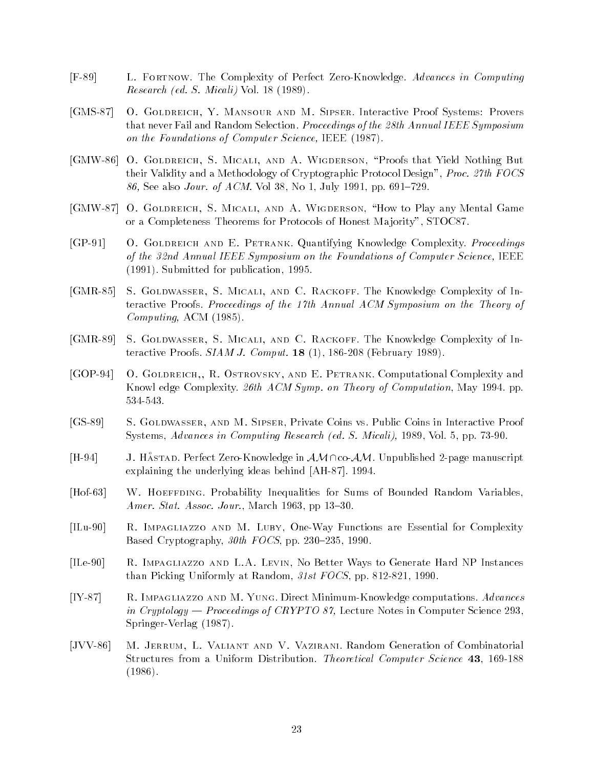[F-89] L. Fortnow. The Complexity of Perfect Zero-Knowledge. *Advances in Computing Research (ed. S. Micali)* Vol. 18 (1989).

[GMS-87] O. Goldreich, Y. Mansour and M. Sipser. Interactive Proof Systems: Provers that never Fail and Random Selection. *Proceedings of the 28th Annual IEEE Symposium on the Foundations of Computer Science,* IEEE (1987).

[GMW-86] O. Goldreich, S. Micali, and A. Wigderson, "Proofs that Yield Nothing But their Validity and a Methodology of Cryptographic Protocol Design", *Proc. 27th FOCS 86,* See also *Jour. of ACM.* Vol 38, No 1, July 1991, pp. 691–729.

[GMW-87] O. Goldreich, S. Micali, and A. Wigderson, "How to Play any Mental Game or a Completeness Theorems for Protocols of Honest Majority", STOC87.

[GP-91] O. Goldreich and E. Petrank. Quantifying Knowledge Complexity. *Proceedings of the 32nd Annual IEEE Symposium on the Foundations of Computer Science,* IEEE (1991). Submitted for publication, 1995.

[GMR-85] S. Goldwasser, S. Micali, and C. Rackoff. The Knowledge Complexity of Interactive Proofs. *Proceedings of the 17th Annual ACM Symposium on the Theory of Computing,* ACM (1985).

[GMR-89] S. Goldwasser, S. Micali, and C. Rackoff. The Knowledge Complexity of Interactive Proofs. *SIAM J. Comput.* **18** (1), 186-208 (February 1989).

[GOP-94] O. Goldreich,, R. Ostrovsky, and E. Petrank. Computational Complexity and Knowl edge Complexity. *26th ACM Symp. on Theory of Computation*, May 1994. pp. 534-543.

[GS-89] S. Goldwasser, and M. Sipser, Private Coins vs. Public Coins in Interactive Proof Systems, *Advances in Computing Research (ed. S. Micali),* 1989, Vol. 5, pp. 73-90.

[H-94] J. Håstad. Perfect Zero-Knowledge in $\mathcal{AM} \cap$co-$\mathcal{AM}$. Unpublished 2-page manuscript explaining the underlying ideas behind [AH-87]. 1994.

[Hof-63] W. Hoeffding. Probability Inequalities for Sums of Bounded Random Variables, *Amer. Stat. Assoc. Jour.*, March 1963, pp 13–30.

[ILu-90] R. Impagliazzo and M. Luby, One-Way Functions are Essential for Complexity Based Cryptography, *30th FOCS*, pp. 230–235, 1990.

[ILe-90] R. Impagliazzo and L.A. Levin, No Better Ways to Generate Hard NP Instances than Picking Uniformly at Random, *31st FOCS*, pp. 812-821, 1990.

[IY-87] R. Impagliazzo and M. Yung. Direct Minimum-Knowledge computations. *Advances in Cryptology — Proceedings of CRYPTO 87,* Lecture Notes in Computer Science 293, Springer-Verlag (1987).

[JVV-86] M. Jerrum, L. Valiant and V. Vazirani. Random Generation of Combinatorial Structures from a Uniform Distribution. *Theoretical Computer Science* **43**, 169-188 (1986).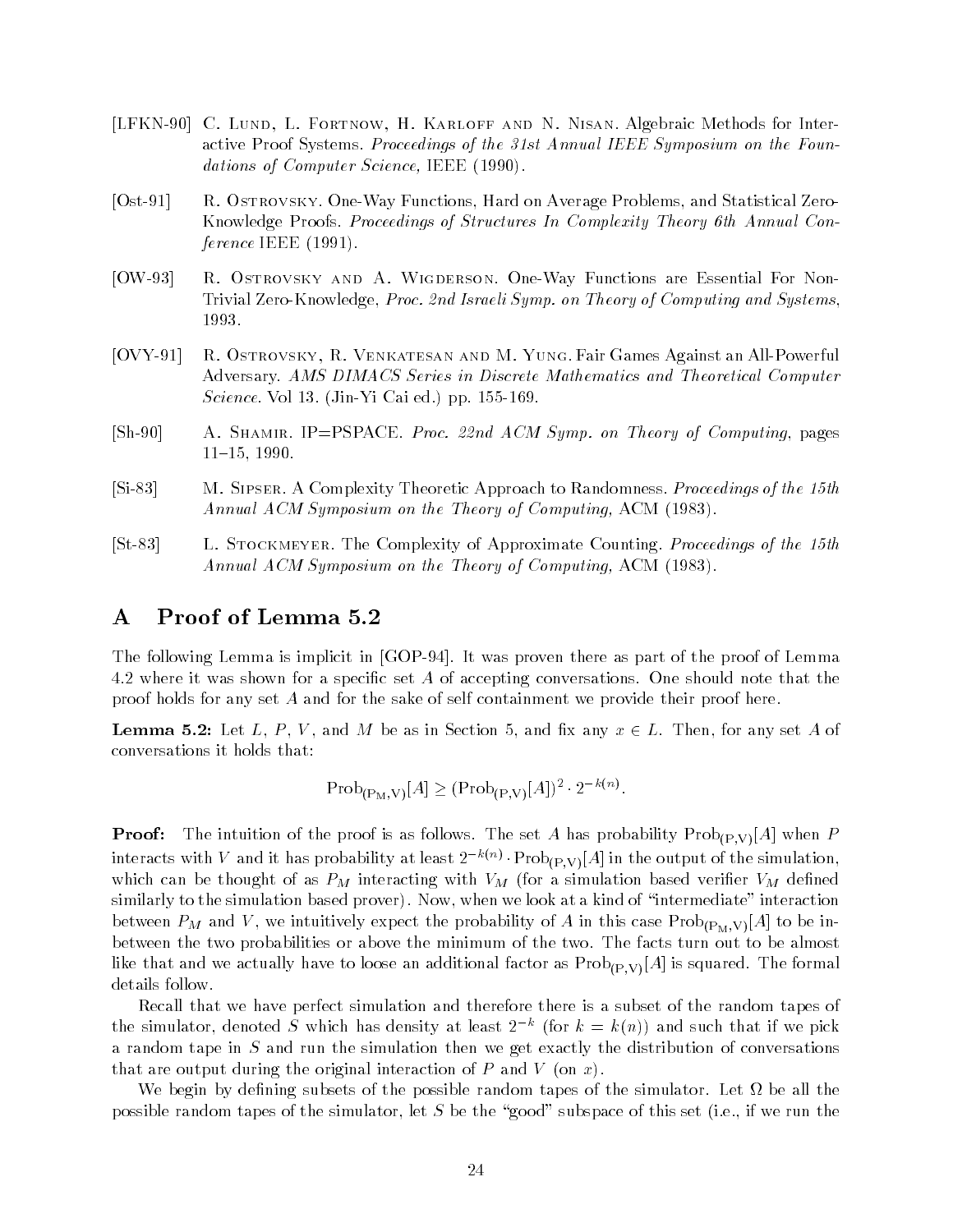[LFKN-90] C. Lund, L. Fortnow, H. Karloff and N. Nisan. Algebraic Methods for Interactive Proof Systems. *Proceedings of the 31st Annual IEEE Symposium on the Foundations of Computer Science,* IEEE (1990).

[Ost-91] R. Ostrovsky. One-Way Functions, Hard on Average Problems, and Statistical Zero-Knowledge Proofs. *Proceedings of Structures In Complexity Theory 6th Annual Conference* IEEE (1991).

[OW-93] R. Ostrovsky and A. Wigderson. One-Way Functions are Essential For Non-Trivial Zero-Knowledge, *Proc. 2nd Israeli Symp. on Theory of Computing and Systems*, 1993.

[OVY-91] R. Ostrovsky, R. Venkatesan and M. Yung. Fair Games Against an All-Powerful Adversary. *AMS DIMACS Series in Discrete Mathematics and Theoretical Computer Science.* Vol 13. (Jin-Yi Cai ed.) pp. 155-169.

[Sh-90] A. Shamir. IP=PSPACE. *Proc. 22nd ACM Symp. on Theory of Computing*, pages 11–15, 1990.

[Si-83] M. Sipser. A Complexity Theoretic Approach to Randomness. *Proceedings of the 15th Annual ACM Symposium on the Theory of Computing,* ACM (1983).

[St-83] L. Stockmeyer. The Complexity of Approximate Counting. *Proceedings of the 15th Annual ACM Symposium on the Theory of Computing,* ACM (1983).

# A Proof of Lemma 5.2

The following Lemma is implicit in [GOP-94]. It was proven there as part of the proof of Lemma 4.2 where it was shown for a specific set $A$ of accepting conversations. One should note that the proof holds for any set $A$ and for the sake of self containment we provide their proof here.

**Lemma 5.2:** Let $L$, $P$, $V$, and $M$ be as in Section 5, and fix any $x \in L$. Then, for any set $A$ of conversations it holds that:

$$\text{Prob}_{(\text{P}_\text{M},\text{V})}[A] \geq (\text{Prob}_{(\text{P},\text{V})}[A])^2 \cdot 2^{-k(n)}.$$

**Proof:** The intuition of the proof is as follows. The set $A$ has probability $\text{Prob}_{(\text{P},\text{V})}[A]$ when $P$ interacts with $V$ and it has probability at least $2^{-k(n)} \cdot \text{Prob}_{(\text{P},\text{V})}[A]$ in the output of the simulation, which can be thought of as $P_M$ interacting with $V_M$ (for a simulation based verifier $V_M$ defined similarly to the simulation based prover). Now, when we look at a kind of "intermediate" interaction between $P_M$ and $V$, we intuitively expect the probability of $A$ in this case $\text{Prob}_{(\text{P}_\text{M},\text{V})}[A]$ to be in-between the two probabilities or above the minimum of the two. The facts turn out to be almost like that and we actually have to loose an additional factor as $\text{Prob}_{(\text{P},\text{V})}[A]$ is squared. The formal details follow.

Recall that we have perfect simulation and therefore there is a subset of the random tapes of the simulator, denoted $S$ which has density at least $2^{-k}$ (for $k = k(n)$) and such that if we pick a random tape in $S$ and run the simulation then we get exactly the distribution of conversations that are output during the original interaction of $P$ and $V$ (on $x$).

We begin by defining subsets of the possible random tapes of the simulator. Let $\Omega$ be all the possible random tapes of the simulator, let $S$ be the "good" subspace of this set (i.e., if we run the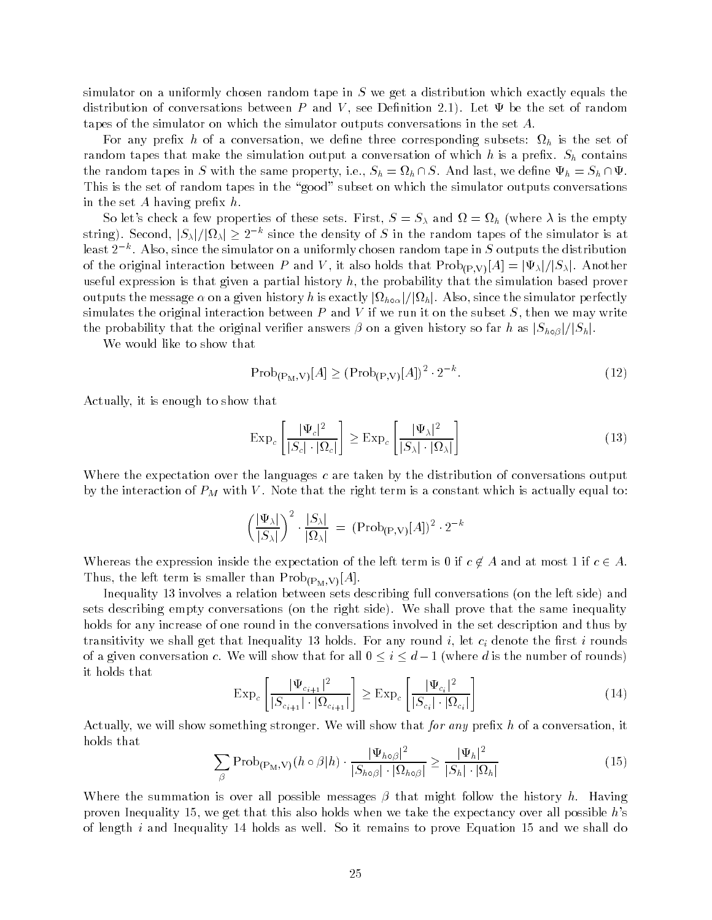simulator on a uniformly chosen random tape in $S$ we get a distribution which exactly equals the distribution of conversations between $P$ and $V$, see Definition 2.1). Let $\Psi$ be the set of random tapes of the simulator on which the simulator outputs conversations in the set $A$.

For any prefix $h$ of a conversation, we define three corresponding subsets: $\Omega_h$ is the set of random tapes that make the simulation output a conversation of which $h$ is a prefix. $S_h$ contains the random tapes in $S$ with the same property, i.e., $S_h = \Omega_h \cap S$. And last, we define $\Psi_h = S_h \cap \Psi$. This is the set of random tapes in the "good" subset on which the simulator outputs conversations in the set $A$ having prefix $h$.

So let's check a few properties of these sets. First, $S = S_\lambda$ and $\Omega = \Omega_h$ (where $\lambda$ is the empty string). Second, $|S_\lambda|/|\Omega_\lambda| \geq 2^{-k}$ since the density of $S$ in the random tapes of the simulator is at least $2^{-k}$. Also, since the simulator on a uniformly chosen random tape in $S$ outputs the distribution of the original interaction between $P$ and $V$, it also holds that $\mathrm{Prob}_{(\mathrm{P},\mathrm{V})}[A] = |\Psi_\lambda|/|S_\lambda|$. Another useful expression is that given a partial history $h$, the probability that the simulation based prover outputs the message $\alpha$ on a given history $h$ is exactly $|\Omega_{h\circ\alpha}|/|\Omega_h|$. Also, since the simulator perfectly simulates the original interaction between $P$ and $V$ if we run it on the subset $S$, then we may write the probability that the original verifier answers $\beta$ on a given history so far $h$ as $|S_{h\circ\beta}|/|S_h|$.

We would like to show that

$$\mathrm{Prob}_{(\mathrm{P_M},\mathrm{V})}[A] \geq \left(\mathrm{Prob}_{(\mathrm{P},\mathrm{V})}[A]\right)^2 \cdot 2^{-k}. \tag{12}$$

Actually, it is enough to show that

$$\mathrm{Exp}_c\left[\frac{|\Psi_c|^2}{|S_c|\cdot|\Omega_c|}\right] \geq \mathrm{Exp}_c\left[\frac{|\Psi_\lambda|^2}{|S_\lambda|\cdot|\Omega_\lambda|}\right] \tag{13}$$

Where the expectation over the languages $c$ are taken by the distribution of conversations output by the interaction of $P_M$ with $V$. Note that the right term is a constant which is actually equal to:

$$\left(\frac{|\Psi_\lambda|}{|S_\lambda|}\right)^2 \cdot \frac{|S_\lambda|}{|\Omega_\lambda|} \;=\; \left(\mathrm{Prob}_{(\mathrm{P},\mathrm{V})}[A]\right)^2 \cdot 2^{-k}$$

Whereas the expression inside the expectation of the left term is 0 if $c \notin A$ and at most 1 if $c \in A$. Thus, the left term is smaller than $\mathrm{Prob}_{(\mathrm{P_M},\mathrm{V})}[A]$.

Inequality 13 involves a relation between sets describing full conversations (on the left side) and sets describing empty conversations (on the right side). We shall prove that the same inequality holds for any increase of one round in the conversations involved in the set description and thus by transitivity we shall get that Inequality 13 holds. For any round $i$, let $c_i$ denote the first $i$ rounds of a given conversation $c$. We will show that for all $0 \leq i \leq d-1$ (where $d$ is the number of rounds) it holds that

$$\mathrm{Exp}_c\left[\frac{|\Psi_{c_{i+1}}|^2}{|S_{c_{i+1}}|\cdot|\Omega_{c_{i+1}}|}\right] \geq \mathrm{Exp}_c\left[\frac{|\Psi_{c_i}|^2}{|S_{c_i}|\cdot|\Omega_{c_i}|}\right] \tag{14}$$

Actually, we will show something stronger. We will show that *for any* prefix $h$ of a conversation, it holds that

$$\sum_\beta \mathrm{Prob}_{(\mathrm{P_M},\mathrm{V})}(h\circ\beta|h)\cdot\frac{|\Psi_{h\circ\beta}|^2}{|S_{h\circ\beta}|\cdot|\Omega_{h\circ\beta}|} \geq \frac{|\Psi_h|^2}{|S_h|\cdot|\Omega_h|} \tag{15}$$

Where the summation is over all possible messages $\beta$ that might follow the history $h$. Having proven Inequality 15, we get that this also holds when we take the expectancy over all possible $h$'s of length $i$ and Inequality 14 holds as well. So it remains to prove Equation 15 and we shall do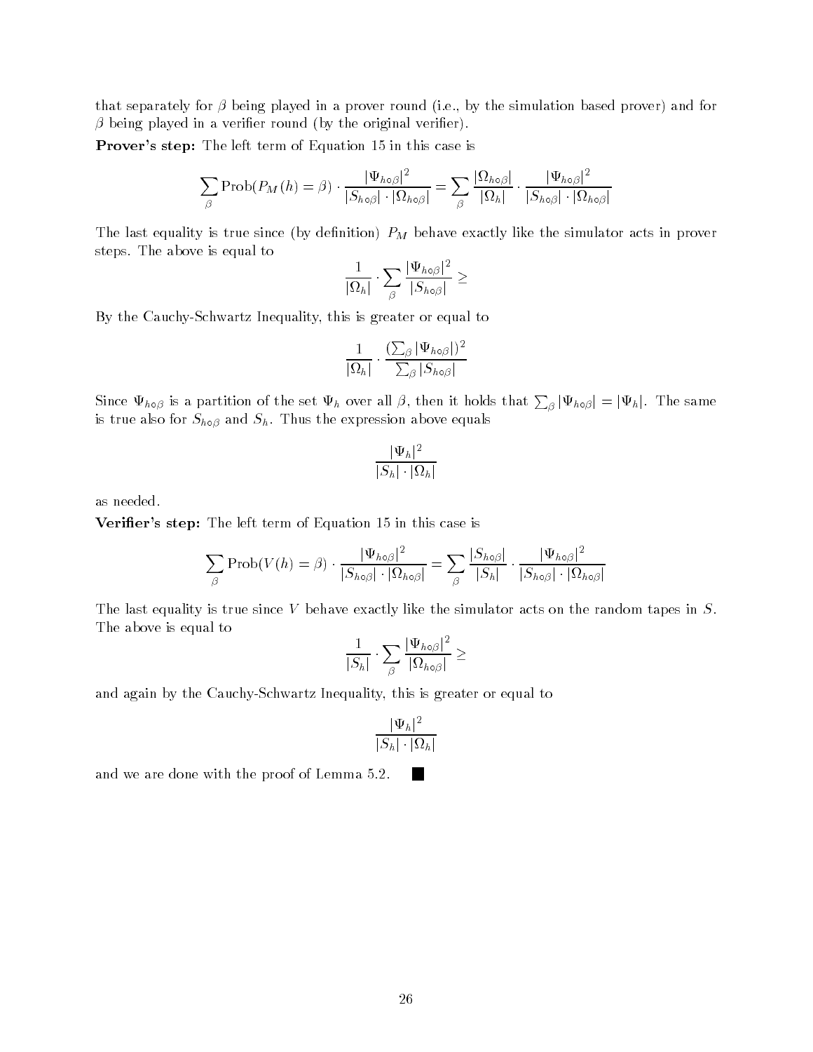that separately for $\beta$ being played in a prover round (i.e., by the simulation based prover) and for $\beta$ being played in a verifier round (by the original verifier).

**Prover's step:** The left term of Equation 15 in this case is

$$\sum_{\beta} \text{Prob}(P_M(h) = \beta) \cdot \frac{|\Psi_{h\circ\beta}|^2}{|S_{h\circ\beta}| \cdot |\Omega_{h\circ\beta}|} = \sum_{\beta} \frac{|\Omega_{h\circ\beta}|}{|\Omega_h|} \cdot \frac{|\Psi_{h\circ\beta}|^2}{|S_{h\circ\beta}| \cdot |\Omega_{h\circ\beta}|}$$

The last equality is true since (by definition) $P_M$ behave exactly like the simulator acts in prover steps. The above is equal to

$$\frac{1}{|\Omega_h|} \cdot \sum_{\beta} \frac{|\Psi_{h\circ\beta}|^2}{|S_{h\circ\beta}|} \geq$$

By the Cauchy-Schwartz Inequality, this is greater or equal to

$$\frac{1}{|\Omega_h|} \cdot \frac{(\sum_{\beta} |\Psi_{h\circ\beta}|)^2}{\sum_{\beta} |S_{h\circ\beta}|}$$

Since $\Psi_{h\circ\beta}$ is a partition of the set $\Psi_h$ over all $\beta$, then it holds that $\sum_{\beta} |\Psi_{h\circ\beta}| = |\Psi_h|$. The same is true also for $S_{h\circ\beta}$ and $S_h$. Thus the expression above equals

$$\frac{|\Psi_h|^2}{|S_h| \cdot |\Omega_h|}$$

as needed.

**Verifier's step:** The left term of Equation 15 in this case is

$$\sum_{\beta} \text{Prob}(V(h) = \beta) \cdot \frac{|\Psi_{h\circ\beta}|^2}{|S_{h\circ\beta}| \cdot |\Omega_{h\circ\beta}|} = \sum_{\beta} \frac{|S_{h\circ\beta}|}{|S_h|} \cdot \frac{|\Psi_{h\circ\beta}|^2}{|S_{h\circ\beta}| \cdot |\Omega_{h\circ\beta}|}$$

The last equality is true since $V$ behave exactly like the simulator acts on the random tapes in $S$. The above is equal to

$$\frac{1}{|S_h|} \cdot \sum_{\beta} \frac{|\Psi_{h\circ\beta}|^2}{|\Omega_{h\circ\beta}|} \geq$$

and again by the Cauchy-Schwartz Inequality, this is greater or equal to

$$\frac{|\Psi_h|^2}{|S_h| \cdot |\Omega_h|}$$

and we are done with the proof of Lemma 5.2. ∎